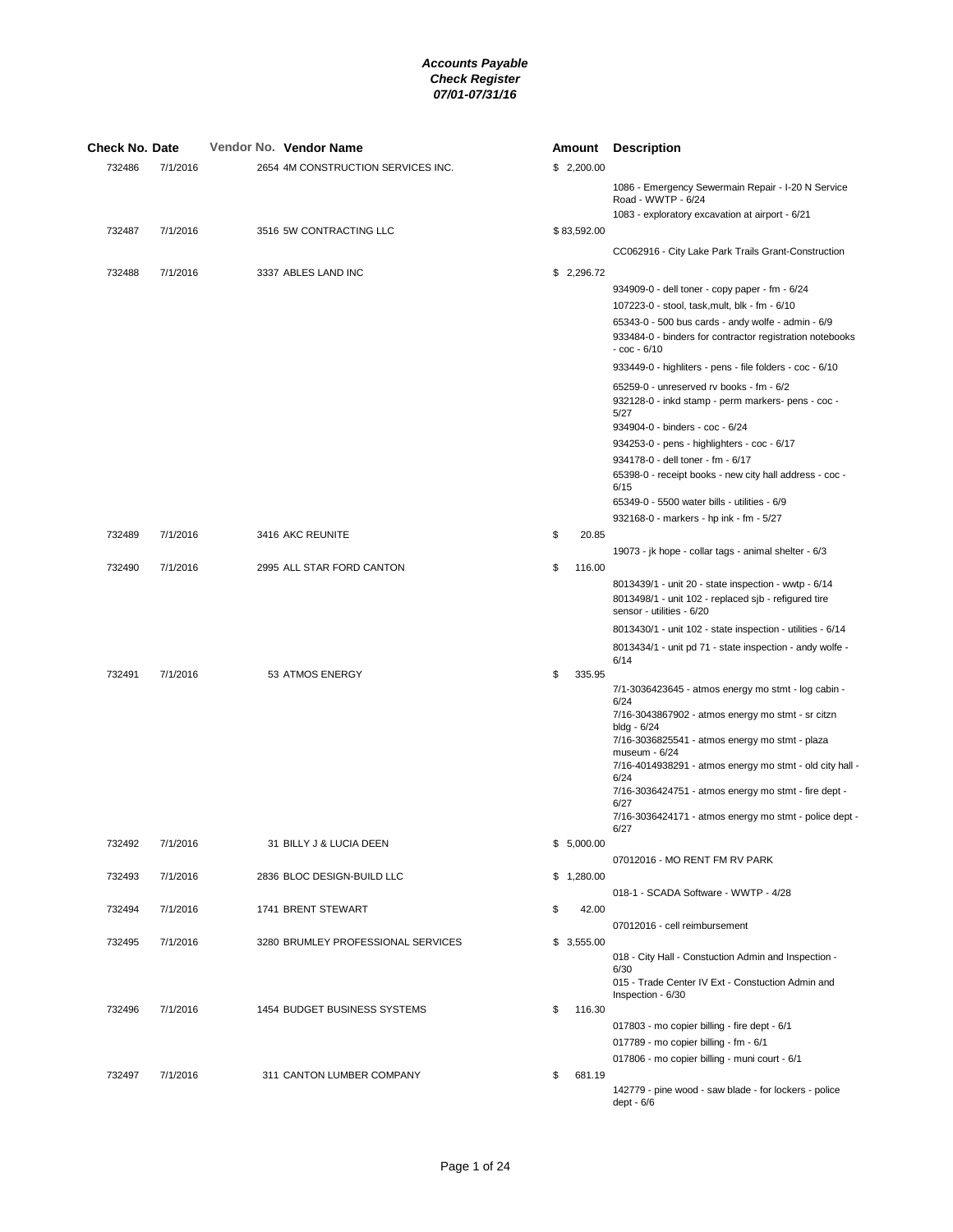***Accounts Payable***
***Check Register***
***07/01-07/31/16***

| Check No. | Date | Vendor No. | Vendor Name | Amount | Description |
|---|---|---|---|---|---|
| 732486 | 7/1/2016 | 2654 | 4M CONSTRUCTION SERVICES INC. | $ 2,200.00 | |
| | | | | | 1086 - Emergency Sewermain Repair - I-20 N Service Road - WWTP - 6/24 |
| | | | | | 1083 - exploratory excavation at airport - 6/21 |
| 732487 | 7/1/2016 | 3516 | 5W CONTRACTING LLC | $ 83,592.00 | |
| | | | | | CC062916 - City Lake Park Trails Grant-Construction |
| 732488 | 7/1/2016 | 3337 | ABLES LAND INC | $ 2,296.72 | |
| | | | | | 934909-0 - dell toner - copy paper - fm - 6/24 |
| | | | | | 107223-0 - stool, task,mult, blk - fm - 6/10 |
| | | | | | 65343-0 - 500 bus cards - andy wolfe - admin - 6/9 |
| | | | | | 933484-0 - binders for contractor registration notebooks - coc - 6/10 |
| | | | | | 933449-0 - highliters - pens - file folders - coc - 6/10 |
| | | | | | 65259-0 - unreserved rv books - fm - 6/2 |
| | | | | | 932128-0 - inkd stamp - perm markers- pens - coc - 5/27 |
| | | | | | 934904-0 - binders - coc - 6/24 |
| | | | | | 934253-0 - pens - highlighters - coc - 6/17 |
| | | | | | 934178-0 - dell toner - fm - 6/17 |
| | | | | | 65398-0 - receipt books - new city hall address - coc - 6/15 |
| | | | | | 65349-0 - 5500 water bills - utilities - 6/9 |
| | | | | | 932168-0 - markers - hp ink - fm - 5/27 |
| 732489 | 7/1/2016 | 3416 | AKC REUNITE | $ 20.85 | |
| | | | | | 19073 - jk hope - collar tags - animal shelter - 6/3 |
| 732490 | 7/1/2016 | 2995 | ALL STAR FORD CANTON | $ 116.00 | |
| | | | | | 8013439/1 - unit 20 - state inspection - wwtp - 6/14 |
| | | | | | 8013498/1 - unit 102 - replaced sjb - refigured tire sensor - utilities - 6/20 |
| | | | | | 8013430/1 - unit 102 - state inspection - utilities - 6/14 |
| | | | | | 8013434/1 - unit pd 71 - state inspection - andy wolfe - 6/14 |
| 732491 | 7/1/2016 | 53 | ATMOS ENERGY | $ 335.95 | |
| | | | | | 7/1-3036423645 - atmos energy mo stmt - log cabin - 6/24 |
| | | | | | 7/16-3043867902 - atmos energy mo stmt - sr citzn bldg - 6/24 |
| | | | | | 7/16-3036825541 - atmos energy mo stmt - plaza museum - 6/24 |
| | | | | | 7/16-4014938291 - atmos energy mo stmt - old city hall - 6/24 |
| | | | | | 7/16-3036424751 - atmos energy mo stmt - fire dept - 6/27 |
| | | | | | 7/16-3036424171 - atmos energy mo stmt - police dept - 6/27 |
| 732492 | 7/1/2016 | 31 | BILLY J & LUCIA DEEN | $ 5,000.00 | |
| | | | | | 07012016 - MO RENT FM RV PARK |
| 732493 | 7/1/2016 | 2836 | BLOC DESIGN-BUILD LLC | $ 1,280.00 | |
| | | | | | 018-1 - SCADA Software - WWTP - 4/28 |
| 732494 | 7/1/2016 | 1741 | BRENT STEWART | $ 42.00 | |
| | | | | | 07012016 - cell reimbursement |
| 732495 | 7/1/2016 | 3280 | BRUMLEY PROFESSIONAL SERVICES | $ 3,555.00 | |
| | | | | | 018 - City Hall - Constuction Admin and Inspection - 6/30 |
| | | | | | 015 - Trade Center IV Ext - Constuction Admin and Inspection - 6/30 |
| 732496 | 7/1/2016 | 1454 | BUDGET BUSINESS SYSTEMS | $ 116.30 | |
| | | | | | 017803 - mo copier billing - fire dept - 6/1 |
| | | | | | 017789 - mo copier billing - fm - 6/1 |
| | | | | | 017806 - mo copier billing - muni court - 6/1 |
| 732497 | 7/1/2016 | 311 | CANTON LUMBER COMPANY | $ 681.19 | |
| | | | | | 142779 - pine wood - saw blade - for lockers - police dept - 6/6 |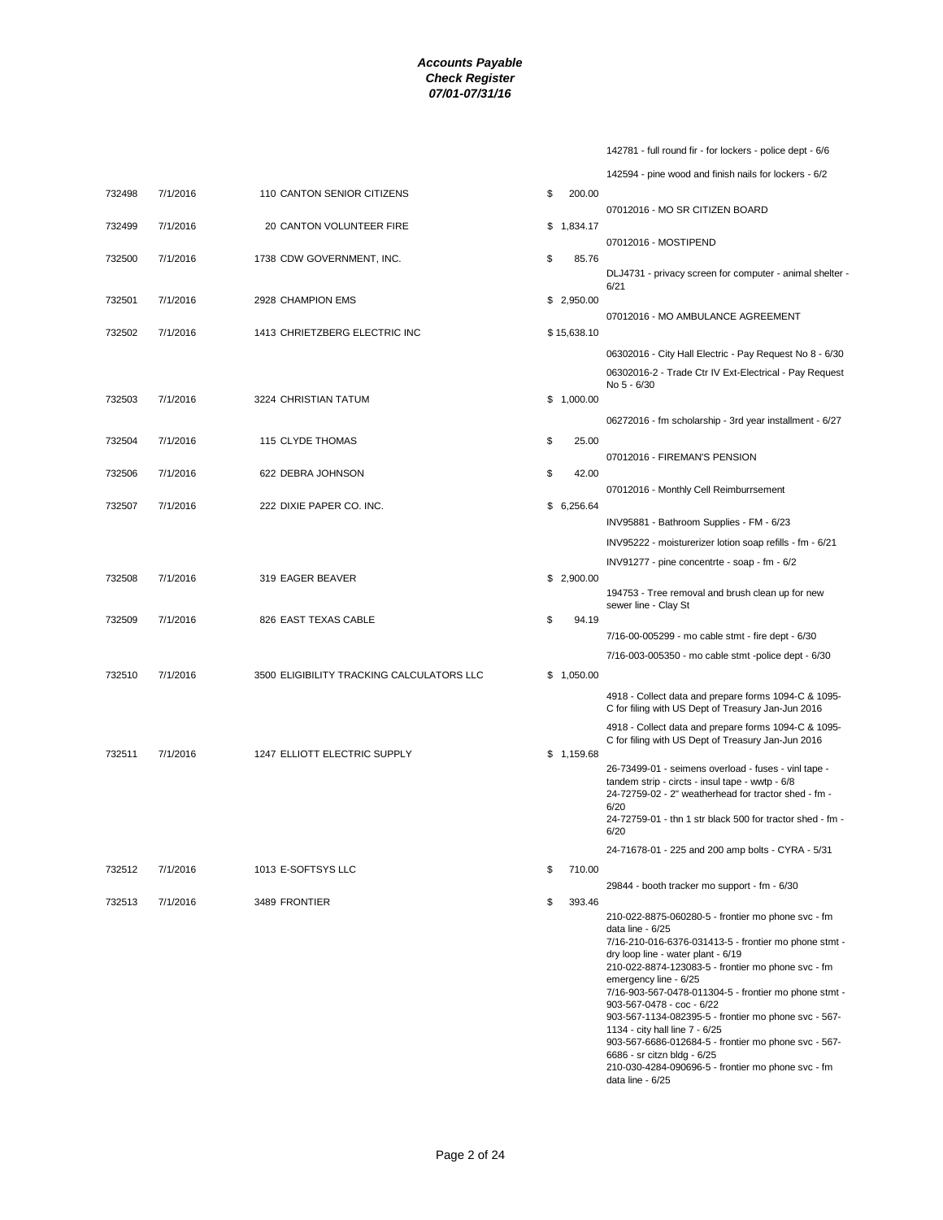### *Accounts Payable*
### *Check Register*
### *07/01-07/31/16*

| | | | | |
|---|---|---|---|---|
| | | | | 142781 - full round fir - for lockers - police dept - 6/6 |
| | | | | 142594 - pine wood and finish nails for lockers - 6/2 |
| 732498 | 7/1/2016 | 110 CANTON SENIOR CITIZENS | $ 200.00 | |
| | | | | 07012016 - MO SR CITIZEN BOARD |
| 732499 | 7/1/2016 | 20 CANTON VOLUNTEER FIRE | $ 1,834.17 | |
| | | | | 07012016 - MOSTIPEND |
| 732500 | 7/1/2016 | 1738 CDW GOVERNMENT, INC. | $ 85.76 | |
| | | | | DLJ4731 - privacy screen for computer - animal shelter - 6/21 |
| 732501 | 7/1/2016 | 2928 CHAMPION EMS | $ 2,950.00 | |
| | | | | 07012016 - MO AMBULANCE AGREEMENT |
| 732502 | 7/1/2016 | 1413 CHRIETZBERG ELECTRIC INC | $ 15,638.10 | |
| | | | | 06302016 - City Hall Electric - Pay Request No 8 - 6/30 |
| | | | | 06302016-2 - Trade Ctr IV Ext-Electrical - Pay Request No 5 - 6/30 |
| 732503 | 7/1/2016 | 3224 CHRISTIAN TATUM | $ 1,000.00 | |
| | | | | 06272016 - fm scholarship - 3rd year installment - 6/27 |
| 732504 | 7/1/2016 | 115 CLYDE THOMAS | $ 25.00 | |
| | | | | 07012016 - FIREMAN'S PENSION |
| 732506 | 7/1/2016 | 622 DEBRA JOHNSON | $ 42.00 | |
| | | | | 07012016 - Monthly Cell Reimburrsement |
| 732507 | 7/1/2016 | 222 DIXIE PAPER CO. INC. | $ 6,256.64 | |
| | | | | INV95881 - Bathroom Supplies - FM - 6/23 |
| | | | | INV95222 - moisturerizer lotion soap refills - fm - 6/21 |
| | | | | INV91277 - pine concentrte - soap - fm - 6/2 |
| 732508 | 7/1/2016 | 319 EAGER BEAVER | $ 2,900.00 | |
| | | | | 194753 - Tree removal and brush clean up for new sewer line - Clay St |
| 732509 | 7/1/2016 | 826 EAST TEXAS CABLE | $ 94.19 | |
| | | | | 7/16-00-005299 - mo cable stmt - fire dept - 6/30 |
| | | | | 7/16-003-005350 - mo cable stmt -police dept - 6/30 |
| 732510 | 7/1/2016 | 3500 ELIGIBILITY TRACKING CALCULATORS LLC | $ 1,050.00 | |
| | | | | 4918 - Collect data and prepare forms 1094-C & 1095-C for filing with US Dept of Treasury Jan-Jun 2016 |
| | | | | 4918 - Collect data and prepare forms 1094-C & 1095-C for filing with US Dept of Treasury Jan-Jun 2016 |
| 732511 | 7/1/2016 | 1247 ELLIOTT ELECTRIC SUPPLY | $ 1,159.68 | |
| | | | | 26-73499-01 - seimens overload - fuses - vinl tape - tandem strip - circts - insul tape - wwtp - 6/8 |
| | | | | 24-72759-02 - 2" weatherhead for tractor shed - fm - 6/20 |
| | | | | 24-72759-01 - thn 1 str black 500 for tractor shed - fm - 6/20 |
| | | | | 24-71678-01 - 225 and 200 amp bolts - CYRA - 5/31 |
| 732512 | 7/1/2016 | 1013 E-SOFTSYS LLC | $ 710.00 | |
| | | | | 29844 - booth tracker mo support - fm - 6/30 |
| 732513 | 7/1/2016 | 3489 FRONTIER | $ 393.46 | |
| | | | | 210-022-8875-060280-5 - frontier mo phone svc - fm data line - 6/25 |
| | | | | 7/16-210-016-6376-031413-5 - frontier mo phone stmt - dry loop line - water plant - 6/19 |
| | | | | 210-022-8874-123083-5 - frontier mo phone svc - fm emergency line - 6/25 |
| | | | | 7/16-903-567-0478-011304-5 - frontier mo phone stmt - 903-567-0478 - coc - 6/22 |
| | | | | 903-567-1134-082395-5 - frontier mo phone svc - 567-1134 - city hall line 7 - 6/25 |
| | | | | 903-567-6686-012684-5 - frontier mo phone svc - 567-6686 - sr citzn bldg - 6/25 |
| | | | | 210-030-4284-090696-5 - frontier mo phone svc - fm data line - 6/25 |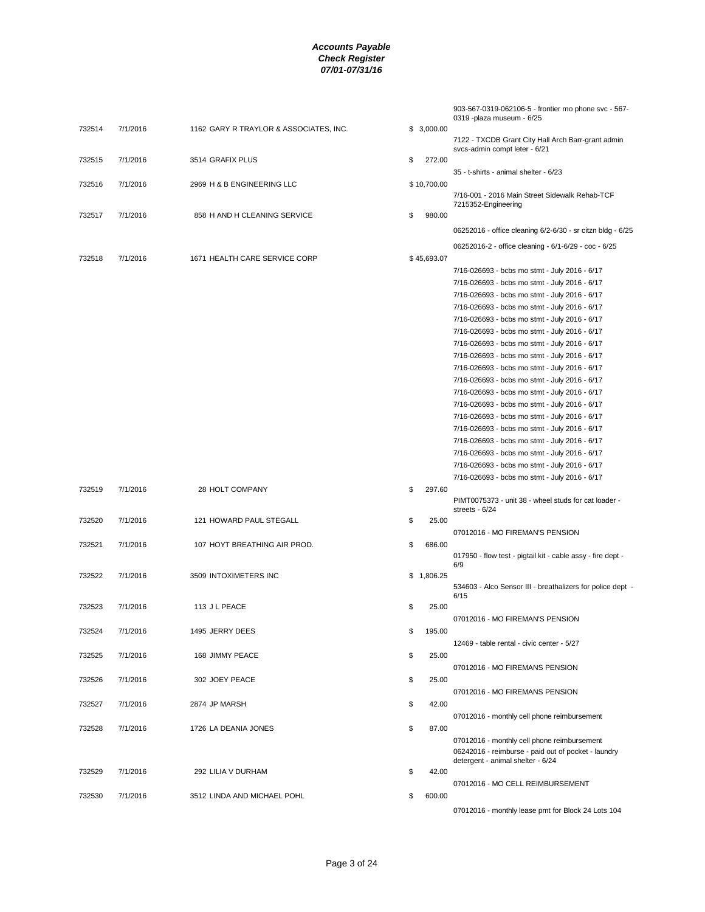***Accounts Payable***
***Check Register***
***07/01-07/31/16***

| | | | | |
|---|---|---|---|---|
| | | | | 903-567-0319-062106-5 - frontier mo phone svc - 567-0319 -plaza museum - 6/25 |
| 732514 | 7/1/2016 | 1162 GARY R TRAYLOR & ASSOCIATES, INC. | $ 3,000.00 | |
| | | | | 7122 - TXCDB Grant City Hall Arch Barr-grant admin svcs-admin compt leter - 6/21 |
| 732515 | 7/1/2016 | 3514 GRAFIX PLUS | $ 272.00 | |
| | | | | 35 - t-shirts - animal shelter - 6/23 |
| 732516 | 7/1/2016 | 2969 H & B ENGINEERING LLC | $ 10,700.00 | |
| | | | | 7/16-001 - 2016 Main Street Sidewalk Rehab-TCF 7215352-Engineering |
| 732517 | 7/1/2016 | 858 H AND H CLEANING SERVICE | $ 980.00 | |
| | | | | 06252016 - office cleaning 6/2-6/30 - sr citzn bldg - 6/25 |
| | | | | 06252016-2 - office cleaning - 6/1-6/29 - coc - 6/25 |
| 732518 | 7/1/2016 | 1671 HEALTH CARE SERVICE CORP | $ 45,693.07 | |
| | | | | 7/16-026693 - bcbs mo stmt - July 2016 - 6/17 |
| | | | | 7/16-026693 - bcbs mo stmt - July 2016 - 6/17 |
| | | | | 7/16-026693 - bcbs mo stmt - July 2016 - 6/17 |
| | | | | 7/16-026693 - bcbs mo stmt - July 2016 - 6/17 |
| | | | | 7/16-026693 - bcbs mo stmt - July 2016 - 6/17 |
| | | | | 7/16-026693 - bcbs mo stmt - July 2016 - 6/17 |
| | | | | 7/16-026693 - bcbs mo stmt - July 2016 - 6/17 |
| | | | | 7/16-026693 - bcbs mo stmt - July 2016 - 6/17 |
| | | | | 7/16-026693 - bcbs mo stmt - July 2016 - 6/17 |
| | | | | 7/16-026693 - bcbs mo stmt - July 2016 - 6/17 |
| | | | | 7/16-026693 - bcbs mo stmt - July 2016 - 6/17 |
| | | | | 7/16-026693 - bcbs mo stmt - July 2016 - 6/17 |
| | | | | 7/16-026693 - bcbs mo stmt - July 2016 - 6/17 |
| | | | | 7/16-026693 - bcbs mo stmt - July 2016 - 6/17 |
| | | | | 7/16-026693 - bcbs mo stmt - July 2016 - 6/17 |
| | | | | 7/16-026693 - bcbs mo stmt - July 2016 - 6/17 |
| | | | | 7/16-026693 - bcbs mo stmt - July 2016 - 6/17 |
| | | | | 7/16-026693 - bcbs mo stmt - July 2016 - 6/17 |
| 732519 | 7/1/2016 | 28 HOLT COMPANY | $ 297.60 | |
| | | | | PIMT0075373 - unit 38 - wheel studs for cat loader - streets - 6/24 |
| 732520 | 7/1/2016 | 121 HOWARD PAUL STEGALL | $ 25.00 | |
| | | | | 07012016 - MO FIREMAN'S PENSION |
| 732521 | 7/1/2016 | 107 HOYT BREATHING AIR PROD. | $ 686.00 | |
| | | | | 017950 - flow test - pigtail kit - cable assy - fire dept - 6/9 |
| 732522 | 7/1/2016 | 3509 INTOXIMETERS INC | $ 1,806.25 | |
| | | | | 534603 - Alco Sensor III - breathalizers for police dept - 6/15 |
| 732523 | 7/1/2016 | 113 J L PEACE | $ 25.00 | |
| | | | | 07012016 - MO FIREMAN'S PENSION |
| 732524 | 7/1/2016 | 1495 JERRY DEES | $ 195.00 | |
| | | | | 12469 - table rental - civic center - 5/27 |
| 732525 | 7/1/2016 | 168 JIMMY PEACE | $ 25.00 | |
| | | | | 07012016 - MO FIREMANS PENSION |
| 732526 | 7/1/2016 | 302 JOEY PEACE | $ 25.00 | |
| | | | | 07012016 - MO FIREMANS PENSION |
| 732527 | 7/1/2016 | 2874 JP MARSH | $ 42.00 | |
| | | | | 07012016 - monthly cell phone reimbursement |
| 732528 | 7/1/2016 | 1726 LA DEANIA JONES | $ 87.00 | |
| | | | | 07012016 - monthly cell phone reimbursement |
| | | | | 06242016 - reimburse - paid out of pocket - laundry detergent - animal shelter - 6/24 |
| 732529 | 7/1/2016 | 292 LILIA V DURHAM | $ 42.00 | |
| | | | | 07012016 - MO CELL REIMBURSEMENT |
| 732530 | 7/1/2016 | 3512 LINDA AND MICHAEL POHL | $ 600.00 | |
| | | | | 07012016 - monthly lease pmt for Block 24 Lots 104 |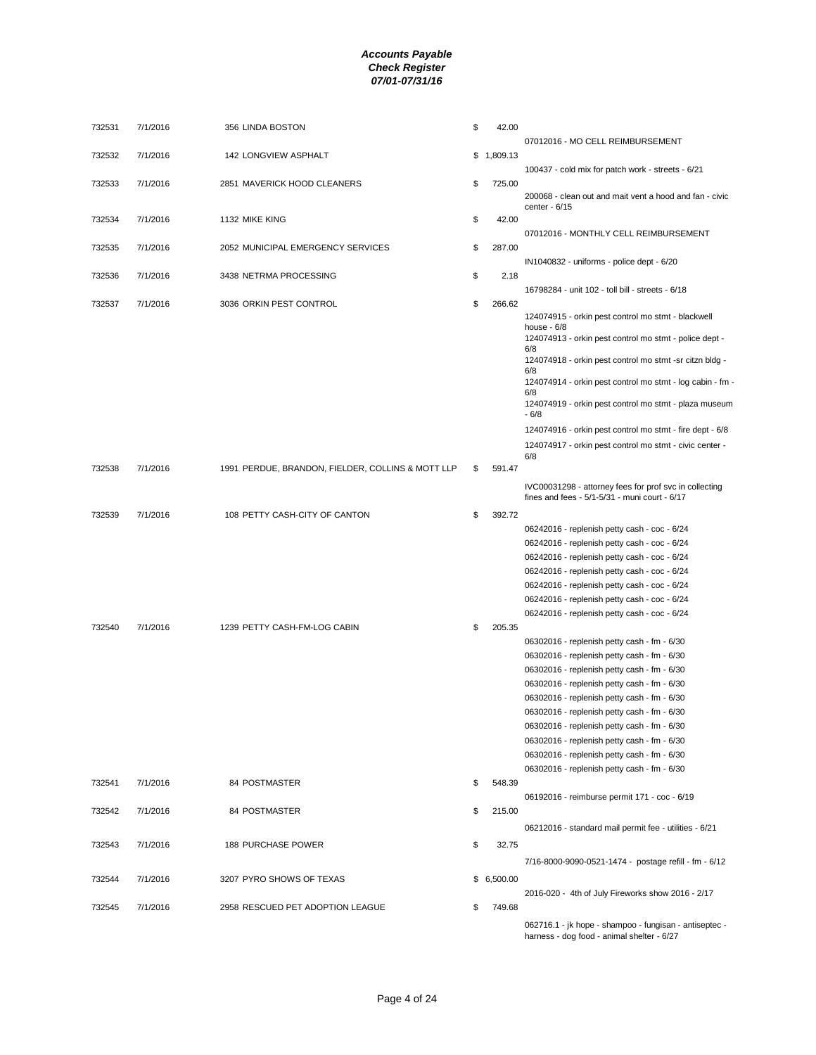# *Accounts Payable*
## *Check Register*
### *07/01-07/31/16*

| | | | | |
|---|---|---|---|---|
| 732531 | 7/1/2016 | 356 LINDA BOSTON | $ 42.00 | |
| | | | | 07012016 - MO CELL REIMBURSEMENT |
| 732532 | 7/1/2016 | 142 LONGVIEW ASPHALT | $ 1,809.13 | |
| | | | | 100437 - cold mix for patch work - streets - 6/21 |
| 732533 | 7/1/2016 | 2851 MAVERICK HOOD CLEANERS | $ 725.00 | |
| | | | | 200068 - clean out and mait vent a hood and fan - civic center - 6/15 |
| 732534 | 7/1/2016 | 1132 MIKE KING | $ 42.00 | |
| | | | | 07012016 - MONTHLY CELL REIMBURSEMENT |
| 732535 | 7/1/2016 | 2052 MUNICIPAL EMERGENCY SERVICES | $ 287.00 | |
| | | | | IN1040832 - uniforms - police dept - 6/20 |
| 732536 | 7/1/2016 | 3438 NETRMA PROCESSING | $ 2.18 | |
| | | | | 16798284 - unit 102 - toll bill - streets - 6/18 |
| 732537 | 7/1/2016 | 3036 ORKIN PEST CONTROL | $ 266.62 | |
| | | | | 124074915 - orkin pest control mo stmt - blackwell house - 6/8 |
| | | | | 124074913 - orkin pest control mo stmt - police dept - 6/8 |
| | | | | 124074918 - orkin pest control mo stmt -sr citzn bldg - 6/8 |
| | | | | 124074914 - orkin pest control mo stmt - log cabin - fm - 6/8 |
| | | | | 124074919 - orkin pest control mo stmt - plaza museum - 6/8 |
| | | | | 124074916 - orkin pest control mo stmt - fire dept - 6/8 |
| | | | | 124074917 - orkin pest control mo stmt - civic center - 6/8 |
| 732538 | 7/1/2016 | 1991 PERDUE, BRANDON, FIELDER, COLLINS & MOTT LLP | $ 591.47 | |
| | | | | IVC00031298 - attorney fees for prof svc in collecting fines and fees - 5/1-5/31 - muni court - 6/17 |
| 732539 | 7/1/2016 | 108 PETTY CASH-CITY OF CANTON | $ 392.72 | |
| | | | | 06242016 - replenish petty cash - coc - 6/24 |
| | | | | 06242016 - replenish petty cash - coc - 6/24 |
| | | | | 06242016 - replenish petty cash - coc - 6/24 |
| | | | | 06242016 - replenish petty cash - coc - 6/24 |
| | | | | 06242016 - replenish petty cash - coc - 6/24 |
| | | | | 06242016 - replenish petty cash - coc - 6/24 |
| | | | | 06242016 - replenish petty cash - coc - 6/24 |
| 732540 | 7/1/2016 | 1239 PETTY CASH-FM-LOG CABIN | $ 205.35 | |
| | | | | 06302016 - replenish petty cash - fm - 6/30 |
| | | | | 06302016 - replenish petty cash - fm - 6/30 |
| | | | | 06302016 - replenish petty cash - fm - 6/30 |
| | | | | 06302016 - replenish petty cash - fm - 6/30 |
| | | | | 06302016 - replenish petty cash - fm - 6/30 |
| | | | | 06302016 - replenish petty cash - fm - 6/30 |
| | | | | 06302016 - replenish petty cash - fm - 6/30 |
| | | | | 06302016 - replenish petty cash - fm - 6/30 |
| | | | | 06302016 - replenish petty cash - fm - 6/30 |
| | | | | 06302016 - replenish petty cash - fm - 6/30 |
| 732541 | 7/1/2016 | 84 POSTMASTER | $ 548.39 | |
| | | | | 06192016 - reimburse permit 171 - coc - 6/19 |
| 732542 | 7/1/2016 | 84 POSTMASTER | $ 215.00 | |
| | | | | 06212016 - standard mail permit fee - utilities - 6/21 |
| 732543 | 7/1/2016 | 188 PURCHASE POWER | $ 32.75 | |
| | | | | 7/16-8000-9090-0521-1474 - postage refill - fm - 6/12 |
| 732544 | 7/1/2016 | 3207 PYRO SHOWS OF TEXAS | $ 6,500.00 | |
| | | | | 2016-020 - 4th of July Fireworks show 2016 - 2/17 |
| 732545 | 7/1/2016 | 2958 RESCUED PET ADOPTION LEAGUE | $ 749.68 | |
| | | | | 062716.1 - jk hope - shampoo - fungisan - antiseptec - harness - dog food - animal shelter - 6/27 |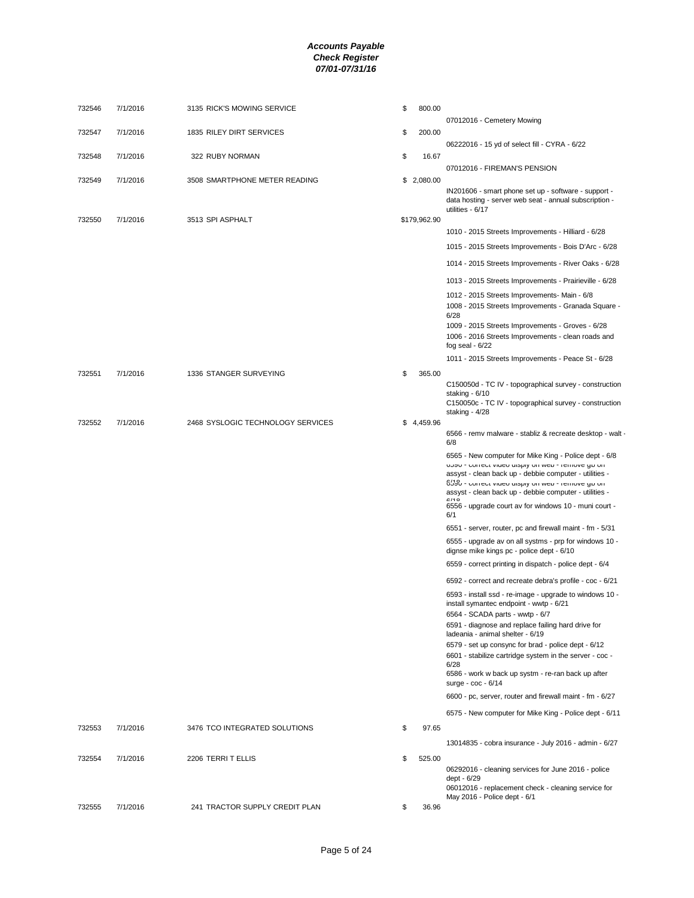***Accounts Payable***
***Check Register***
***07/01-07/31/16***

| | | | | |
|---|---|---|---|---|
| 732546 | 7/1/2016 | 3135 RICK'S MOWING SERVICE | $ 800.00 | |
| | | | | 07012016 - Cemetery Mowing |
| 732547 | 7/1/2016 | 1835 RILEY DIRT SERVICES | $ 200.00 | |
| | | | | 06222016 - 15 yd of select fill - CYRA - 6/22 |
| 732548 | 7/1/2016 | 322 RUBY NORMAN | $ 16.67 | |
| | | | | 07012016 - FIREMAN'S PENSION |
| 732549 | 7/1/2016 | 3508 SMARTPHONE METER READING | $ 2,080.00 | |
| | | | | IN201606 - smart phone set up - software - support - data hosting - server web seat - annual subscription - utilities - 6/17 |
| 732550 | 7/1/2016 | 3513 SPI ASPHALT | $179,962.90 | |
| | | | | 1010 - 2015 Streets Improvements - Hilliard - 6/28 |
| | | | | 1015 - 2015 Streets Improvements - Bois D'Arc - 6/28 |
| | | | | 1014 - 2015 Streets Improvements - River Oaks - 6/28 |
| | | | | 1013 - 2015 Streets Improvements - Prairieville - 6/28 |
| | | | | 1012 - 2015 Streets Improvements- Main - 6/8 |
| | | | | 1008 - 2015 Streets Improvements - Granada Square - 6/28 |
| | | | | 1009 - 2015 Streets Improvements - Groves - 6/28 |
| | | | | 1006 - 2016 Streets Improvements - clean roads and fog seal - 6/22 |
| | | | | 1011 - 2015 Streets Improvements - Peace St - 6/28 |
| 732551 | 7/1/2016 | 1336 STANGER SURVEYING | $ 365.00 | |
| | | | | C150050d - TC IV - topographical survey - construction staking - 6/10 |
| | | | | C150050c - TC IV - topographical survey - construction staking - 4/28 |
| 732552 | 7/1/2016 | 2468 SYSLOGIC TECHNOLOGY SERVICES | $ 4,459.96 | |
| | | | | 6566 - remv malware - stabliz & recreate desktop - walt - 6/8 |
| | | | | 6565 - New computer for Mike King - Police dept - 6/8 |
| | | | | 6590 - correct video disply on web - remove gb on assyst - clean back up - debbie computer - utilities - 6/18 |
| | | | | 6590 - correct video disply on web - remove gb on assyst - clean back up - debbie computer - utilities - 6/18 |
| | | | | 6556 - upgrade court av for windows 10 - muni court - 6/1 |
| | | | | 6551 - server, router, pc and firewall maint - fm - 5/31 |
| | | | | 6555 - upgrade av on all systms - prp for windows 10 - dignse mike kings pc - police dept - 6/10 |
| | | | | 6559 - correct printing in dispatch - police dept - 6/4 |
| | | | | 6592 - correct and recreate debra's profile - coc - 6/21 |
| | | | | 6593 - install ssd - re-image - upgrade to windows 10 - install symantec endpoint - wwtp - 6/21 |
| | | | | 6564 - SCADA parts - wwtp - 6/7 |
| | | | | 6591 - diagnose and replace failing hard drive for ladeania - animal shelter - 6/19 |
| | | | | 6579 - set up consync for brad - police dept - 6/12 |
| | | | | 6601 - stabilize cartridge system in the server - coc - 6/28 |
| | | | | 6586 - work w back up systm - re-ran back up after surge - coc - 6/14 |
| | | | | 6600 - pc, server, router and firewall maint - fm - 6/27 |
| | | | | 6575 - New computer for Mike King - Police dept - 6/11 |
| 732553 | 7/1/2016 | 3476 TCO INTEGRATED SOLUTIONS | $ 97.65 | |
| | | | | 13014835 - cobra insurance - July 2016 - admin - 6/27 |
| 732554 | 7/1/2016 | 2206 TERRI T ELLIS | $ 525.00 | |
| | | | | 06292016 - cleaning services for June 2016 - police dept - 6/29 |
| | | | | 06012016 - replacement check - cleaning service for May 2016 - Police dept - 6/1 |
| 732555 | 7/1/2016 | 241 TRACTOR SUPPLY CREDIT PLAN | $ 36.96 | |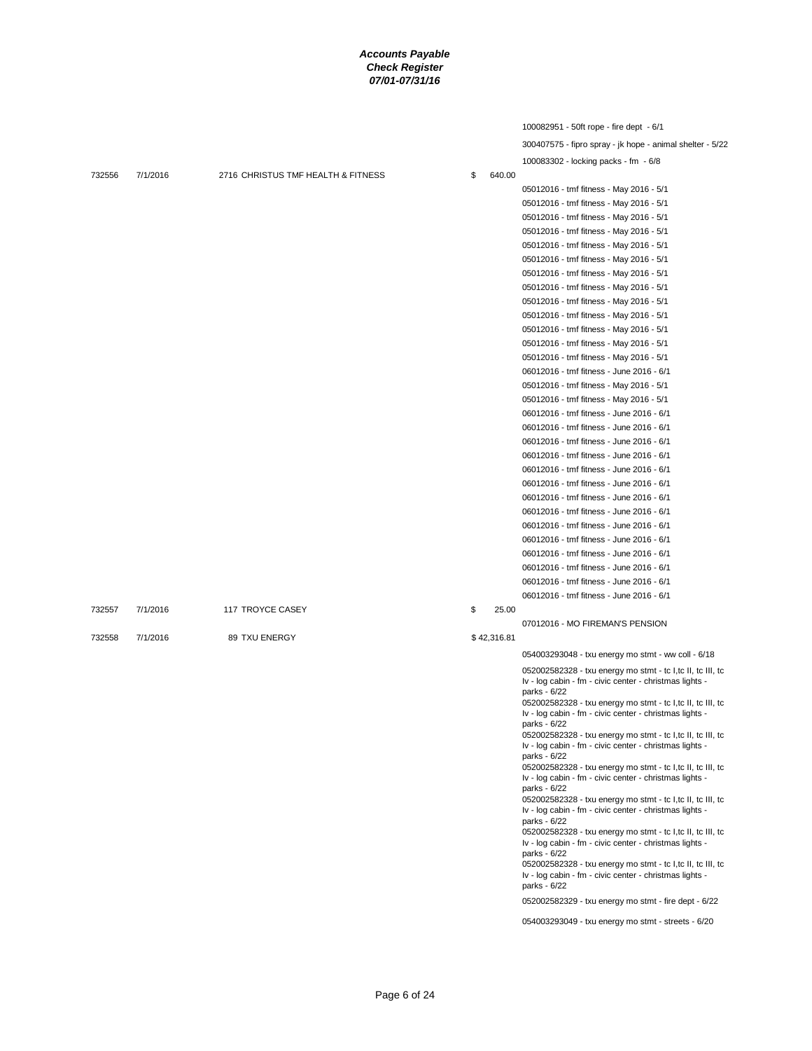***Accounts Payable***
***Check Register***
***07/01-07/31/16***

| | | | | |
|---|---|---|---|---|
| | | | | 100082951 - 50ft rope - fire dept - 6/1 |
| | | | | 300407575 - fipro spray - jk hope - animal shelter - 5/22 |
| | | | | 100083302 - locking packs - fm - 6/8 |
| 732556 | 7/1/2016 | 2716 CHRISTUS TMF HEALTH & FITNESS | $ 640.00 | |
| | | | | 05012016 - tmf fitness - May 2016 - 5/1 |
| | | | | 05012016 - tmf fitness - May 2016 - 5/1 |
| | | | | 05012016 - tmf fitness - May 2016 - 5/1 |
| | | | | 05012016 - tmf fitness - May 2016 - 5/1 |
| | | | | 05012016 - tmf fitness - May 2016 - 5/1 |
| | | | | 05012016 - tmf fitness - May 2016 - 5/1 |
| | | | | 05012016 - tmf fitness - May 2016 - 5/1 |
| | | | | 05012016 - tmf fitness - May 2016 - 5/1 |
| | | | | 05012016 - tmf fitness - May 2016 - 5/1 |
| | | | | 05012016 - tmf fitness - May 2016 - 5/1 |
| | | | | 05012016 - tmf fitness - May 2016 - 5/1 |
| | | | | 05012016 - tmf fitness - May 2016 - 5/1 |
| | | | | 05012016 - tmf fitness - May 2016 - 5/1 |
| | | | | 06012016 - tmf fitness - June 2016 - 6/1 |
| | | | | 05012016 - tmf fitness - May 2016 - 5/1 |
| | | | | 05012016 - tmf fitness - May 2016 - 5/1 |
| | | | | 06012016 - tmf fitness - June 2016 - 6/1 |
| | | | | 06012016 - tmf fitness - June 2016 - 6/1 |
| | | | | 06012016 - tmf fitness - June 2016 - 6/1 |
| | | | | 06012016 - tmf fitness - June 2016 - 6/1 |
| | | | | 06012016 - tmf fitness - June 2016 - 6/1 |
| | | | | 06012016 - tmf fitness - June 2016 - 6/1 |
| | | | | 06012016 - tmf fitness - June 2016 - 6/1 |
| | | | | 06012016 - tmf fitness - June 2016 - 6/1 |
| | | | | 06012016 - tmf fitness - June 2016 - 6/1 |
| | | | | 06012016 - tmf fitness - June 2016 - 6/1 |
| | | | | 06012016 - tmf fitness - June 2016 - 6/1 |
| | | | | 06012016 - tmf fitness - June 2016 - 6/1 |
| | | | | 06012016 - tmf fitness - June 2016 - 6/1 |
| | | | | 06012016 - tmf fitness - June 2016 - 6/1 |
| 732557 | 7/1/2016 | 117 TROYCE CASEY | $ 25.00 | |
| | | | | 07012016 - MO FIREMAN'S PENSION |
| 732558 | 7/1/2016 | 89 TXU ENERGY | $ 42,316.81 | |
| | | | | 054003293048 - txu energy mo stmt - ww coll - 6/18 |
| | | | | 052002582328 - txu energy mo stmt - tc I,tc II, tc III, tc Iv - log cabin - fm - civic center - christmas lights - parks - 6/22 |
| | | | | 052002582328 - txu energy mo stmt - tc I,tc II, tc III, tc Iv - log cabin - fm - civic center - christmas lights - parks - 6/22 |
| | | | | 052002582328 - txu energy mo stmt - tc I,tc II, tc III, tc Iv - log cabin - fm - civic center - christmas lights - parks - 6/22 |
| | | | | 052002582328 - txu energy mo stmt - tc I,tc II, tc III, tc Iv - log cabin - fm - civic center - christmas lights - parks - 6/22 |
| | | | | 052002582328 - txu energy mo stmt - tc I,tc II, tc III, tc Iv - log cabin - fm - civic center - christmas lights - parks - 6/22 |
| | | | | 052002582328 - txu energy mo stmt - tc I,tc II, tc III, tc Iv - log cabin - fm - civic center - christmas lights - parks - 6/22 |
| | | | | 052002582328 - txu energy mo stmt - tc I,tc II, tc III, tc Iv - log cabin - fm - civic center - christmas lights - parks - 6/22 |
| | | | | 052002582329 - txu energy mo stmt - fire dept - 6/22 |
| | | | | 054003293049 - txu energy mo stmt - streets - 6/20 |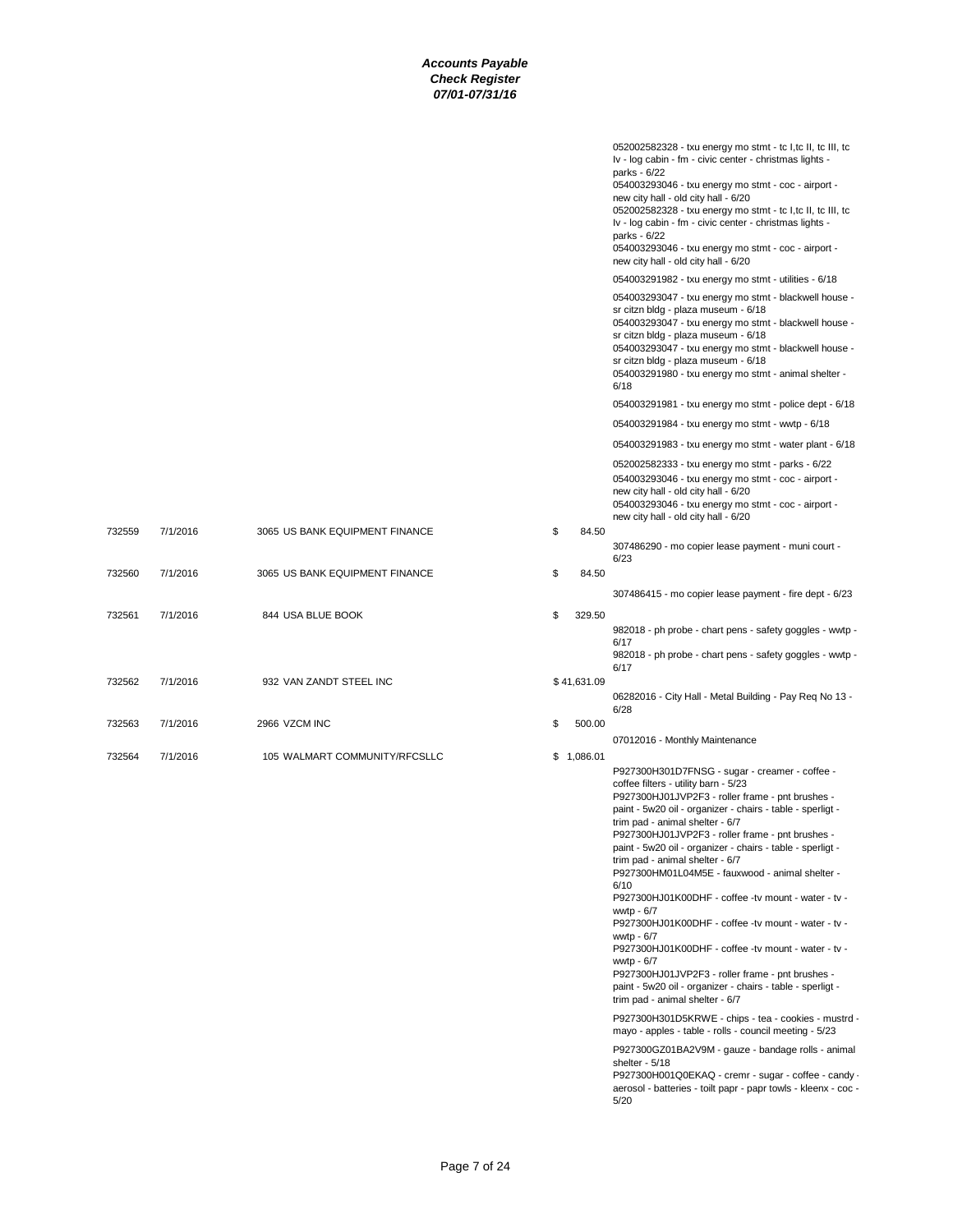***Accounts Payable***
***Check Register***
***07/01-07/31/16***

| | | | | |
|---|---|---|---|---|
| | | | | 052002582328 - txu energy mo stmt - tc I,tc II, tc III, tc Iv - log cabin - fm - civic center - christmas lights - parks - 6/22 |
| | | | | 054003293046 - txu energy mo stmt - coc - airport - new city hall - old city hall - 6/20 |
| | | | | 052002582328 - txu energy mo stmt - tc I,tc II, tc III, tc Iv - log cabin - fm - civic center - christmas lights - parks - 6/22 |
| | | | | 054003293046 - txu energy mo stmt - coc - airport - new city hall - old city hall - 6/20 |
| | | | | 054003291982 - txu energy mo stmt - utilities - 6/18 |
| | | | | 054003293047 - txu energy mo stmt - blackwell house - sr citzn bldg - plaza museum - 6/18 |
| | | | | 054003293047 - txu energy mo stmt - blackwell house - sr citzn bldg - plaza museum - 6/18 |
| | | | | 054003293047 - txu energy mo stmt - blackwell house - sr citzn bldg - plaza museum - 6/18 |
| | | | | 054003291980 - txu energy mo stmt - animal shelter - 6/18 |
| | | | | 054003291981 - txu energy mo stmt - police dept - 6/18 |
| | | | | 054003291984 - txu energy mo stmt - wwtp - 6/18 |
| | | | | 054003291983 - txu energy mo stmt - water plant - 6/18 |
| | | | | 052002582333 - txu energy mo stmt - parks - 6/22 |
| | | | | 054003293046 - txu energy mo stmt - coc - airport - new city hall - old city hall - 6/20 |
| | | | | 054003293046 - txu energy mo stmt - coc - airport - new city hall - old city hall - 6/20 |
| 732559 | 7/1/2016 | 3065 US BANK EQUIPMENT FINANCE | $ 84.50 | |
| | | | | 307486290 - mo copier lease payment - muni court - 6/23 |
| 732560 | 7/1/2016 | 3065 US BANK EQUIPMENT FINANCE | $ 84.50 | |
| | | | | 307486415 - mo copier lease payment - fire dept - 6/23 |
| 732561 | 7/1/2016 | 844 USA BLUE BOOK | $ 329.50 | |
| | | | | 982018 - ph probe - chart pens - safety goggles - wwtp - 6/17 |
| | | | | 982018 - ph probe - chart pens - safety goggles - wwtp - 6/17 |
| 732562 | 7/1/2016 | 932 VAN ZANDT STEEL INC | $ 41,631.09 | |
| | | | | 06282016 - City Hall - Metal Building - Pay Req No 13 - 6/28 |
| 732563 | 7/1/2016 | 2966 VZCM INC | $ 500.00 | |
| | | | | 07012016 - Monthly Maintenance |
| 732564 | 7/1/2016 | 105 WALMART COMMUNITY/RFCSLLC | $ 1,086.01 | |
| | | | | P927300H301D7FNSG - sugar - creamer - coffee - coffee filters - utility barn - 5/23 |
| | | | | P927300HJ01JVP2F3 - roller frame - pnt brushes - paint - 5w20 oil - organizer - chairs - table - sperligt - trim pad - animal shelter - 6/7 |
| | | | | P927300HJ01JVP2F3 - roller frame - pnt brushes - paint - 5w20 oil - organizer - chairs - table - sperligt - trim pad - animal shelter - 6/7 |
| | | | | P927300HM01L04M5E - fauxwood - animal shelter - 6/10 |
| | | | | P927300HJ01K00DHF - coffee -tv mount - water - tv - wwtp - 6/7 |
| | | | | P927300HJ01K00DHF - coffee -tv mount - water - tv - wwtp - 6/7 |
| | | | | P927300HJ01K00DHF - coffee -tv mount - water - tv - wwtp - 6/7 |
| | | | | P927300HJ01JVP2F3 - roller frame - pnt brushes - paint - 5w20 oil - organizer - chairs - table - sperligt - trim pad - animal shelter - 6/7 |
| | | | | P927300H301D5KRWE - chips - tea - cookies - mustrd - mayo - apples - table - rolls - council meeting - 5/23 |
| | | | | P927300GZ01BA2V9M - gauze - bandage rolls - animal shelter - 5/18 |
| | | | | P927300H001Q0EKAQ - cremr - sugar - coffee - candy - aerosol - batteries - toilt papr - papr towls - kleenx - coc - 5/20 |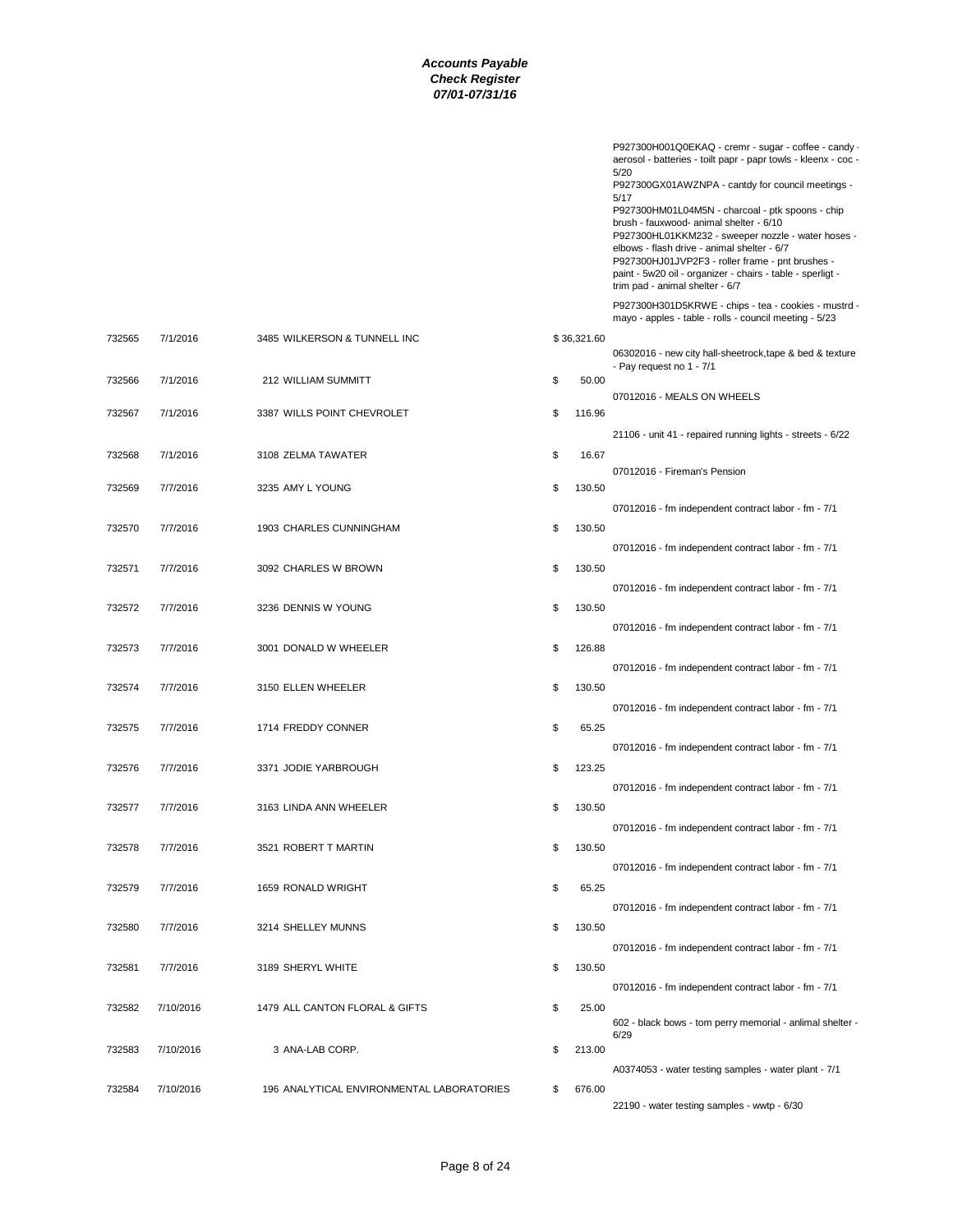# *Accounts Payable*
# *Check Register*
# *07/01-07/31/16*

| | | | | |
|---|---|---|---|---|
| | | | | P927300H001Q0EKAQ - cremr - sugar - coffee - candy - aerosol - batteries - toilt papr - papr towls - kleenx - coc - 5/20<br>P927300GX01AWZNPA - cantdy for council meetings - 5/17<br>P927300HM01L04M5N - charcoal - ptk spoons - chip brush - fauxwood- animal shelter - 6/10<br>P927300HL01KKM232 - sweeper nozzle - water hoses - elbows - flash drive - animal shelter - 6/7<br>P927300HJ01JVP2F3 - roller frame - pnt brushes - paint - 5w20 oil - organizer - chairs - table - sperligt - trim pad - animal shelter - 6/7<br>P927300H301D5KRWE - chips - tea - cookies - mustrd - mayo - apples - table - rolls - council meeting - 5/23 |
| 732565 | 7/1/2016 | 3485 WILKERSON & TUNNELL INC | $ 36,321.60 | 06302016 - new city hall-sheetrock,tape & bed & texture - Pay request no 1 - 7/1 |
| 732566 | 7/1/2016 | 212 WILLIAM SUMMITT | $ 50.00 | 07012016 - MEALS ON WHEELS |
| 732567 | 7/1/2016 | 3387 WILLS POINT CHEVROLET | $ 116.96 | 21106 - unit 41 - repaired running lights - streets - 6/22 |
| 732568 | 7/1/2016 | 3108 ZELMA TAWATER | $ 16.67 | 07012016 - Fireman's Pension |
| 732569 | 7/7/2016 | 3235 AMY L YOUNG | $ 130.50 | 07012016 - fm independent contract labor - fm - 7/1 |
| 732570 | 7/7/2016 | 1903 CHARLES CUNNINGHAM | $ 130.50 | 07012016 - fm independent contract labor - fm - 7/1 |
| 732571 | 7/7/2016 | 3092 CHARLES W BROWN | $ 130.50 | 07012016 - fm independent contract labor - fm - 7/1 |
| 732572 | 7/7/2016 | 3236 DENNIS W YOUNG | $ 130.50 | 07012016 - fm independent contract labor - fm - 7/1 |
| 732573 | 7/7/2016 | 3001 DONALD W WHEELER | $ 126.88 | 07012016 - fm independent contract labor - fm - 7/1 |
| 732574 | 7/7/2016 | 3150 ELLEN WHEELER | $ 130.50 | 07012016 - fm independent contract labor - fm - 7/1 |
| 732575 | 7/7/2016 | 1714 FREDDY CONNER | $ 65.25 | 07012016 - fm independent contract labor - fm - 7/1 |
| 732576 | 7/7/2016 | 3371 JODIE YARBROUGH | $ 123.25 | 07012016 - fm independent contract labor - fm - 7/1 |
| 732577 | 7/7/2016 | 3163 LINDA ANN WHEELER | $ 130.50 | 07012016 - fm independent contract labor - fm - 7/1 |
| 732578 | 7/7/2016 | 3521 ROBERT T MARTIN | $ 130.50 | 07012016 - fm independent contract labor - fm - 7/1 |
| 732579 | 7/7/2016 | 1659 RONALD WRIGHT | $ 65.25 | 07012016 - fm independent contract labor - fm - 7/1 |
| 732580 | 7/7/2016 | 3214 SHELLEY MUNNS | $ 130.50 | 07012016 - fm independent contract labor - fm - 7/1 |
| 732581 | 7/7/2016 | 3189 SHERYL WHITE | $ 130.50 | 07012016 - fm independent contract labor - fm - 7/1 |
| 732582 | 7/10/2016 | 1479 ALL CANTON FLORAL & GIFTS | $ 25.00 | 602 - black bows - tom perry memorial - anlimal shelter - 6/29 |
| 732583 | 7/10/2016 | 3 ANA-LAB CORP. | $ 213.00 | A0374053 - water testing samples - water plant - 7/1 |
| 732584 | 7/10/2016 | 196 ANALYTICAL ENVIRONMENTAL LABORATORIES | $ 676.00 | 22190 - water testing samples - wwtp - 6/30 |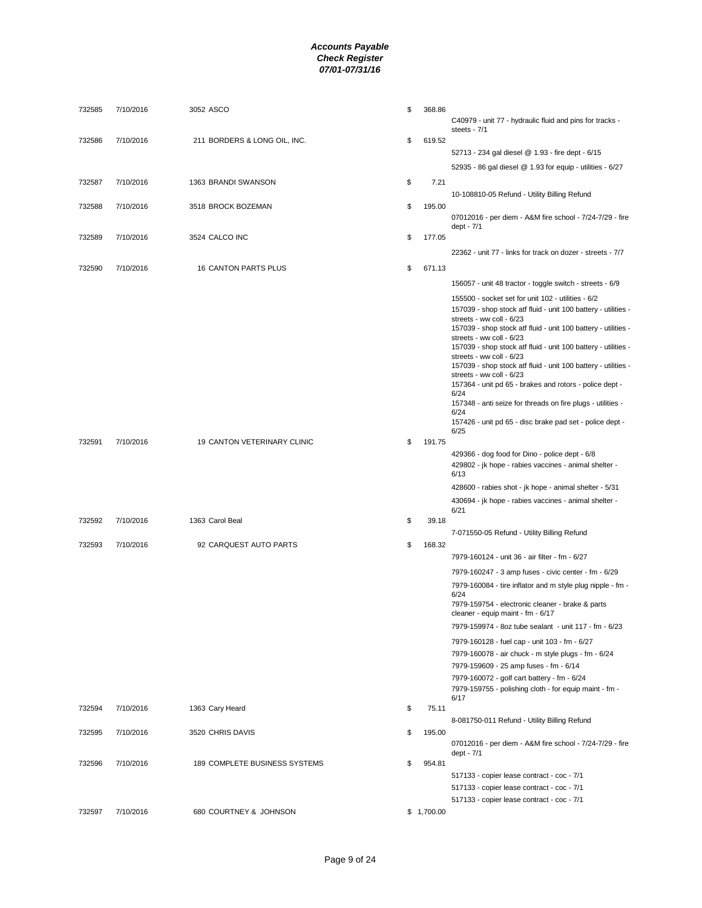**Accounts Payable**
***Check Register***
***07/01-07/31/16***

| | | | | |
|---|---|---|---|---|
| 732585 | 7/10/2016 | 3052 ASCO | $ 368.86 | |
| | | | | C40979 - unit 77 - hydraulic fluid and pins for tracks - steets - 7/1 |
| 732586 | 7/10/2016 | 211 BORDERS & LONG OIL, INC. | $ 619.52 | |
| | | | | 52713 - 234 gal diesel @ 1.93 - fire dept - 6/15 |
| | | | | 52935 - 86 gal diesel @ 1.93 for equip - utilities - 6/27 |
| 732587 | 7/10/2016 | 1363 BRANDI SWANSON | $ 7.21 | |
| | | | | 10-108810-05 Refund - Utility Billing Refund |
| 732588 | 7/10/2016 | 3518 BROCK BOZEMAN | $ 195.00 | |
| | | | | 07012016 - per diem - A&M fire school - 7/24-7/29 - fire dept - 7/1 |
| 732589 | 7/10/2016 | 3524 CALCO INC | $ 177.05 | |
| | | | | 22362 - unit 77 - links for track on dozer - streets - 7/7 |
| 732590 | 7/10/2016 | 16 CANTON PARTS PLUS | $ 671.13 | |
| | | | | 156057 - unit 48 tractor - toggle switch - streets - 6/9 |
| | | | | 155500 - socket set for unit 102 - utilities - 6/2 |
| | | | | 157039 - shop stock atf fluid - unit 100 battery - utilities - streets - ww coll - 6/23 |
| | | | | 157039 - shop stock atf fluid - unit 100 battery - utilities - streets - ww coll - 6/23 |
| | | | | 157039 - shop stock atf fluid - unit 100 battery - utilities - streets - ww coll - 6/23 |
| | | | | 157039 - shop stock atf fluid - unit 100 battery - utilities - streets - ww coll - 6/23 |
| | | | | 157364 - unit pd 65 - brakes and rotors - police dept - 6/24 |
| | | | | 157348 - anti seize for threads on fire plugs - utilities - 6/24 |
| | | | | 157426 - unit pd 65 - disc brake pad set - police dept - 6/25 |
| 732591 | 7/10/2016 | 19 CANTON VETERINARY CLINIC | $ 191.75 | |
| | | | | 429366 - dog food for Dino - police dept - 6/8 |
| | | | | 429802 - jk hope - rabies vaccines - animal shelter - 6/13 |
| | | | | 428600 - rabies shot - jk hope - animal shelter - 5/31 |
| | | | | 430694 - jk hope - rabies vaccines - animal shelter - 6/21 |
| 732592 | 7/10/2016 | 1363 Carol Beal | $ 39.18 | |
| | | | | 7-071550-05 Refund - Utility Billing Refund |
| 732593 | 7/10/2016 | 92 CARQUEST AUTO PARTS | $ 168.32 | |
| | | | | 7979-160124 - unit 36 - air filter - fm - 6/27 |
| | | | | 7979-160247 - 3 amp fuses - civic center - fm - 6/29 |
| | | | | 7979-160084 - tire inflator and m style plug nipple - fm - 6/24 |
| | | | | 7979-159754 - electronic cleaner - brake & parts cleaner - equip maint - fm - 6/17 |
| | | | | 7979-159974 - 8oz tube sealant - unit 117 - fm - 6/23 |
| | | | | 7979-160128 - fuel cap - unit 103 - fm - 6/27 |
| | | | | 7979-160078 - air chuck - m style plugs - fm - 6/24 |
| | | | | 7979-159609 - 25 amp fuses - fm - 6/14 |
| | | | | 7979-160072 - golf cart battery - fm - 6/24 |
| | | | | 7979-159755 - polishing cloth - for equip maint - fm - 6/17 |
| 732594 | 7/10/2016 | 1363 Cary Heard | $ 75.11 | |
| | | | | 8-081750-011 Refund - Utility Billing Refund |
| 732595 | 7/10/2016 | 3520 CHRIS DAVIS | $ 195.00 | |
| | | | | 07012016 - per diem - A&M fire school - 7/24-7/29 - fire dept - 7/1 |
| 732596 | 7/10/2016 | 189 COMPLETE BUSINESS SYSTEMS | $ 954.81 | |
| | | | | 517133 - copier lease contract - coc - 7/1 |
| | | | | 517133 - copier lease contract - coc - 7/1 |
| | | | | 517133 - copier lease contract - coc - 7/1 |
| 732597 | 7/10/2016 | 680 COURTNEY & JOHNSON | $ 1,700.00 | |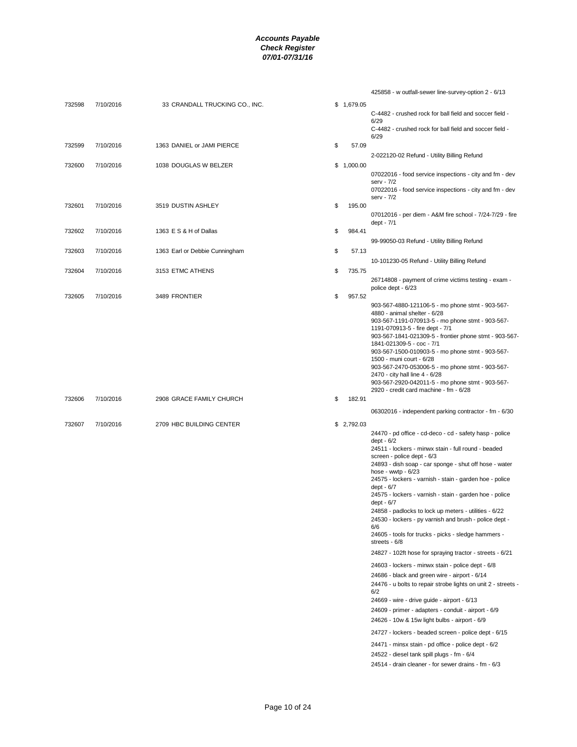***Accounts Payable***
***Check Register***
***07/01-07/31/16***

| | | | | |
|---|---|---|---|---|
| | | | | 425858 - w outfall-sewer line-survey-option 2 - 6/13 |
| 732598 | 7/10/2016 | 33 CRANDALL TRUCKING CO., INC. | $ 1,679.05 | |
| | | | | C-4482 - crushed rock for ball field and soccer field - 6/29 |
| | | | | C-4482 - crushed rock for ball field and soccer field - 6/29 |
| 732599 | 7/10/2016 | 1363 DANIEL or JAMI PIERCE | $ 57.09 | |
| | | | | 2-022120-02 Refund - Utility Billing Refund |
| 732600 | 7/10/2016 | 1038 DOUGLAS W BELZER | $ 1,000.00 | |
| | | | | 07022016 - food service inspections - city and fm - dev serv - 7/2 |
| | | | | 07022016 - food service inspections - city and fm - dev serv - 7/2 |
| 732601 | 7/10/2016 | 3519 DUSTIN ASHLEY | $ 195.00 | |
| | | | | 07012016 - per diem - A&M fire school - 7/24-7/29 - fire dept - 7/1 |
| 732602 | 7/10/2016 | 1363 E S & H of Dallas | $ 984.41 | |
| | | | | 99-99050-03 Refund - Utility Billing Refund |
| 732603 | 7/10/2016 | 1363 Earl or Debbie Cunningham | $ 57.13 | |
| | | | | 10-101230-05 Refund - Utility Billing Refund |
| 732604 | 7/10/2016 | 3153 ETMC ATHENS | $ 735.75 | |
| | | | | 26714808 - payment of crime victims testing - exam - police dept - 6/23 |
| 732605 | 7/10/2016 | 3489 FRONTIER | $ 957.52 | |
| | | | | 903-567-4880-121106-5 - mo phone stmt - 903-567-4880 - animal shelter - 6/28 |
| | | | | 903-567-1191-070913-5 - mo phone stmt - 903-567-1191-070913-5 - fire dept - 7/1 |
| | | | | 903-567-1841-021309-5 - frontier phone stmt - 903-567-1841-021309-5 - coc - 7/1 |
| | | | | 903-567-1500-010903-5 - mo phone stmt - 903-567-1500 - muni court - 6/28 |
| | | | | 903-567-2470-053006-5 - mo phone stmt - 903-567-2470 - city hall line 4 - 6/28 |
| | | | | 903-567-2920-042011-5 - mo phone stmt - 903-567-2920 - credit card machine - fm - 6/28 |
| 732606 | 7/10/2016 | 2908 GRACE FAMILY CHURCH | $ 182.91 | |
| | | | | 06302016 - independent parking contractor - fm - 6/30 |
| 732607 | 7/10/2016 | 2709 HBC BUILDING CENTER | $ 2,792.03 | |
| | | | | 24470 - pd office - cd-deco - cd - safety hasp - police dept - 6/2 |
| | | | | 24511 - lockers - minwx stain - full round - beaded screen - police dept - 6/3 |
| | | | | 24893 - dish soap - car sponge - shut off hose - water hose - wwtp - 6/23 |
| | | | | 24575 - lockers - varnish - stain - garden hoe - police dept - 6/7 |
| | | | | 24575 - lockers - varnish - stain - garden hoe - police dept - 6/7 |
| | | | | 24858 - padlocks to lock up meters - utilities - 6/22 |
| | | | | 24530 - lockers - py varnish and brush - police dept - 6/6 |
| | | | | 24605 - tools for trucks - picks - sledge hammers - streets - 6/8 |
| | | | | 24827 - 102ft hose for spraying tractor - streets - 6/21 |
| | | | | 24603 - lockers - minwx stain - police dept - 6/8 |
| | | | | 24686 - black and green wire - airport - 6/14 |
| | | | | 24476 - u bolts to repair strobe lights on unit 2 - streets - 6/2 |
| | | | | 24669 - wire - drive guide - airport - 6/13 |
| | | | | 24609 - primer - adapters - conduit - airport - 6/9 |
| | | | | 24626 - 10w & 15w light bulbs - airport - 6/9 |
| | | | | 24727 - lockers - beaded screen - police dept - 6/15 |
| | | | | 24471 - minsx stain - pd office - police dept - 6/2 |
| | | | | 24522 - diesel tank spill plugs - fm - 6/4 |
| | | | | 24514 - drain cleaner - for sewer drains - fm - 6/3 |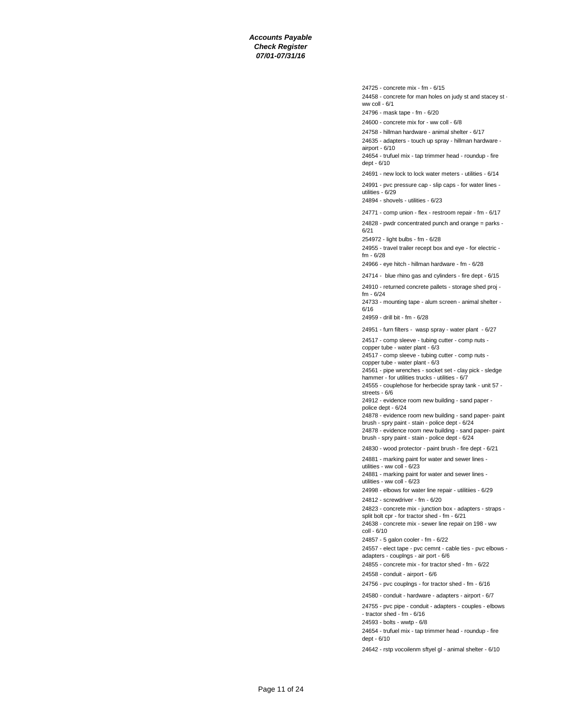***Accounts Payable***
***Check Register***
***07/01-07/31/16***

24725 - concrete mix - fm - 6/15

24458 - concrete for man holes on judy st and stacey st - ww coll - 6/1

24796 - mask tape - fm - 6/20

24600 - concrete mix for - ww coll - 6/8

24758 - hillman hardware - animal shelter - 6/17

24635 - adapters - touch up spray - hillman hardware - airport - 6/10

24654 - trufuel mix - tap trimmer head - roundup - fire dept - 6/10

24691 - new lock to lock water meters - utilities - 6/14

24991 - pvc pressure cap - slip caps - for water lines - utilities - 6/29

24894 - shovels - utilities - 6/23

24771 - comp union - flex - restroom repair - fm - 6/17

24828 - pwdr concentrated punch and orange = parks - 6/21

254972 - light bulbs - fm - 6/28

24955 - travel trailer recept box and eye - for electric - fm - 6/28

24966 - eye hitch - hillman hardware - fm - 6/28

24714 - blue rhino gas and cylinders - fire dept - 6/15

24910 - returned concrete pallets - storage shed proj - fm - 6/24

24733 - mounting tape - alum screen - animal shelter - 6/16

24959 - drill bit - fm - 6/28

24951 - furn filters - wasp spray - water plant - 6/27

24517 - comp sleeve - tubing cutter - comp nuts - copper tube - water plant - 6/3

24517 - comp sleeve - tubing cutter - comp nuts - copper tube - water plant - 6/3

24561 - pipe wrenches - socket set - clay pick - sledge hammer - for utilities trucks - utilities - 6/7

24555 - couplehose for herbecide spray tank - unit 57 - streets - 6/6

24912 - evidence room new building - sand paper - police dept - 6/24

24878 - evidence room new building - sand paper- paint brush - spry paint - stain - police dept - 6/24

24878 - evidence room new building - sand paper- paint brush - spry paint - stain - police dept - 6/24

24830 - wood protector - paint brush - fire dept - 6/21

24881 - marking paint for water and sewer lines - utilities - ww coll - 6/23

24881 - marking paint for water and sewer lines - utilities - ww coll - 6/23

24998 - elbows for water line repair - utilitiies - 6/29

24812 - screwdriver - fm - 6/20

24823 - concrete mix - junction box - adapters - straps - split bolt cpr - for tractor shed - fm - 6/21

24638 - concrete mix - sewer line repair on 198 - ww coll - 6/10

24857 - 5 galon cooler - fm - 6/22

24557 - elect tape - pvc cemnt - cable ties - pvc elbows - adapters - couplngs - air port - 6/6

24855 - concrete mix - for tractor shed - fm - 6/22

24558 - conduit - airport - 6/6

24756 - pvc couplngs - for tractor shed - fm - 6/16

24580 - conduit - hardware - adapters - airport - 6/7

24755 - pvc pipe - conduit - adapters - couples - elbows - tractor shed - fm - 6/16

24593 - bolts - wwtp - 6/8

24654 - trufuel mix - tap trimmer head - roundup - fire dept - 6/10

24642 - rstp vocoilenm sftyel gl - animal shelter - 6/10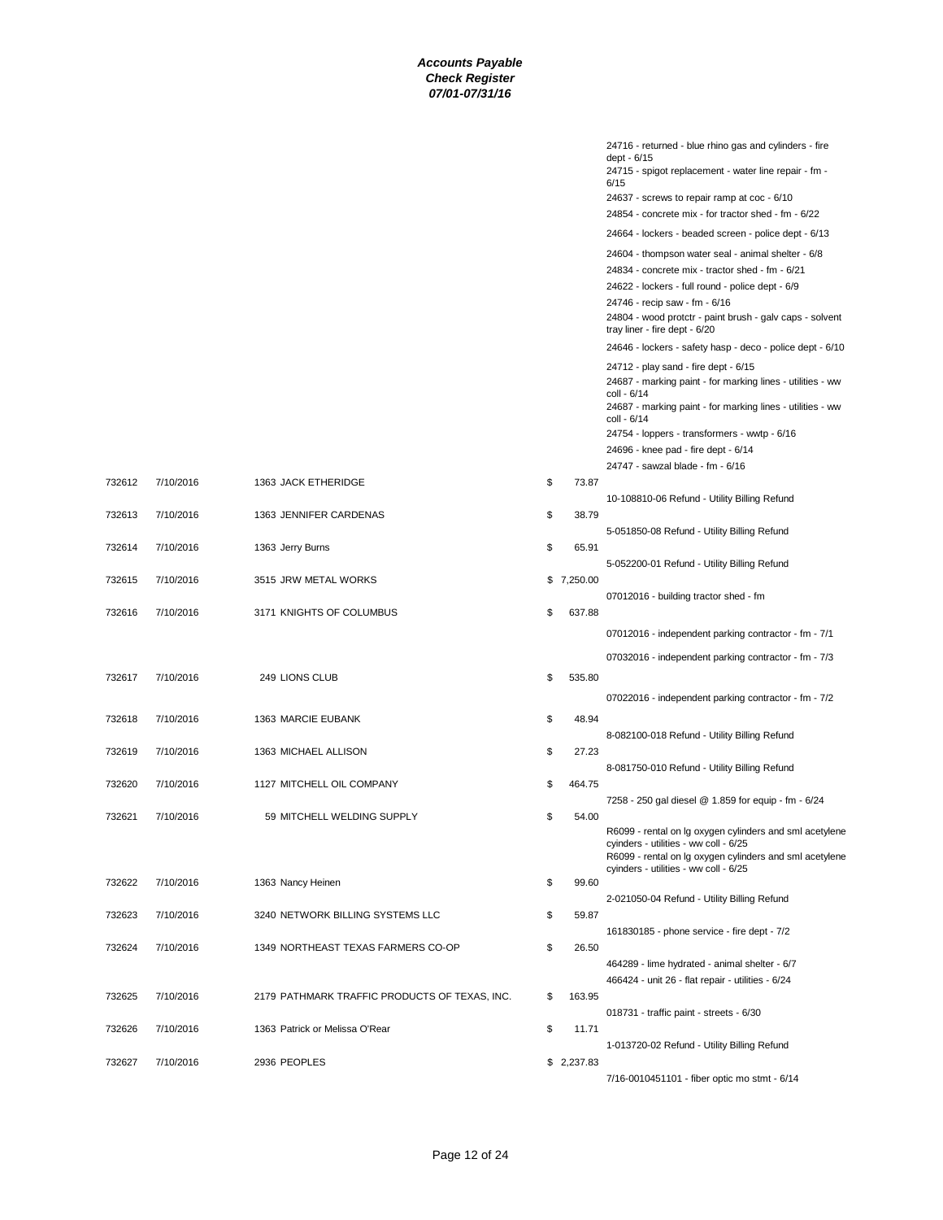# *Accounts Payable*
## *Check Register*
### *07/01-07/31/16*

| | | | | |
|---|---|---|---|---|
| | | | | 24716 - returned - blue rhino gas and cylinders - fire dept - 6/15 |
| | | | | 24715 - spigot replacement - water line repair - fm - 6/15 |
| | | | | 24637 - screws to repair ramp at coc - 6/10 |
| | | | | 24854 - concrete mix - for tractor shed - fm - 6/22 |
| | | | | 24664 - lockers - beaded screen - police dept - 6/13 |
| | | | | 24604 - thompson water seal - animal shelter - 6/8 |
| | | | | 24834 - concrete mix - tractor shed - fm - 6/21 |
| | | | | 24622 - lockers - full round - police dept - 6/9 |
| | | | | 24746 - recip saw - fm - 6/16 |
| | | | | 24804 - wood protctr - paint brush - galv caps - solvent tray liner - fire dept - 6/20 |
| | | | | 24646 - lockers - safety hasp - deco - police dept - 6/10 |
| | | | | 24712 - play sand - fire dept - 6/15 |
| | | | | 24687 - marking paint - for marking lines - utilities - ww coll - 6/14 |
| | | | | 24687 - marking paint - for marking lines - utilities - ww coll - 6/14 |
| | | | | 24754 - loppers - transformers - wwtp - 6/16 |
| | | | | 24696 - knee pad - fire dept - 6/14 |
| | | | | 24747 - sawzal blade - fm - 6/16 |
| 732612 | 7/10/2016 | 1363 JACK ETHERIDGE | $ 73.87 | |
| | | | | 10-108810-06 Refund - Utility Billing Refund |
| 732613 | 7/10/2016 | 1363 JENNIFER CARDENAS | $ 38.79 | |
| | | | | 5-051850-08 Refund - Utility Billing Refund |
| 732614 | 7/10/2016 | 1363 Jerry Burns | $ 65.91 | |
| | | | | 5-052200-01 Refund - Utility Billing Refund |
| 732615 | 7/10/2016 | 3515 JRW METAL WORKS | $ 7,250.00 | |
| | | | | 07012016 - building tractor shed - fm |
| 732616 | 7/10/2016 | 3171 KNIGHTS OF COLUMBUS | $ 637.88 | |
| | | | | 07012016 - independent parking contractor - fm - 7/1 |
| | | | | 07032016 - independent parking contractor - fm - 7/3 |
| 732617 | 7/10/2016 | 249 LIONS CLUB | $ 535.80 | |
| | | | | 07022016 - independent parking contractor - fm - 7/2 |
| 732618 | 7/10/2016 | 1363 MARCIE EUBANK | $ 48.94 | |
| | | | | 8-082100-018 Refund - Utility Billing Refund |
| 732619 | 7/10/2016 | 1363 MICHAEL ALLISON | $ 27.23 | |
| | | | | 8-081750-010 Refund - Utility Billing Refund |
| 732620 | 7/10/2016 | 1127 MITCHELL OIL COMPANY | $ 464.75 | |
| | | | | 7258 - 250 gal diesel @ 1.859 for equip - fm - 6/24 |
| 732621 | 7/10/2016 | 59 MITCHELL WELDING SUPPLY | $ 54.00 | |
| | | | | R6099 - rental on lg oxygen cylinders and sml acetylene cyinders - utilities - ww coll - 6/25 |
| | | | | R6099 - rental on lg oxygen cylinders and sml acetylene cyinders - utilities - ww coll - 6/25 |
| 732622 | 7/10/2016 | 1363 Nancy Heinen | $ 99.60 | |
| | | | | 2-021050-04 Refund - Utility Billing Refund |
| 732623 | 7/10/2016 | 3240 NETWORK BILLING SYSTEMS LLC | $ 59.87 | |
| | | | | 161830185 - phone service - fire dept - 7/2 |
| 732624 | 7/10/2016 | 1349 NORTHEAST TEXAS FARMERS CO-OP | $ 26.50 | |
| | | | | 464289 - lime hydrated - animal shelter - 6/7 |
| | | | | 466424 - unit 26 - flat repair - utilities - 6/24 |
| 732625 | 7/10/2016 | 2179 PATHMARK TRAFFIC PRODUCTS OF TEXAS, INC. | $ 163.95 | |
| | | | | 018731 - traffic paint - streets - 6/30 |
| 732626 | 7/10/2016 | 1363 Patrick or Melissa O'Rear | $ 11.71 | |
| | | | | 1-013720-02 Refund - Utility Billing Refund |
| 732627 | 7/10/2016 | 2936 PEOPLES | $ 2,237.83 | |
| | | | | 7/16-0010451101 - fiber optic mo stmt - 6/14 |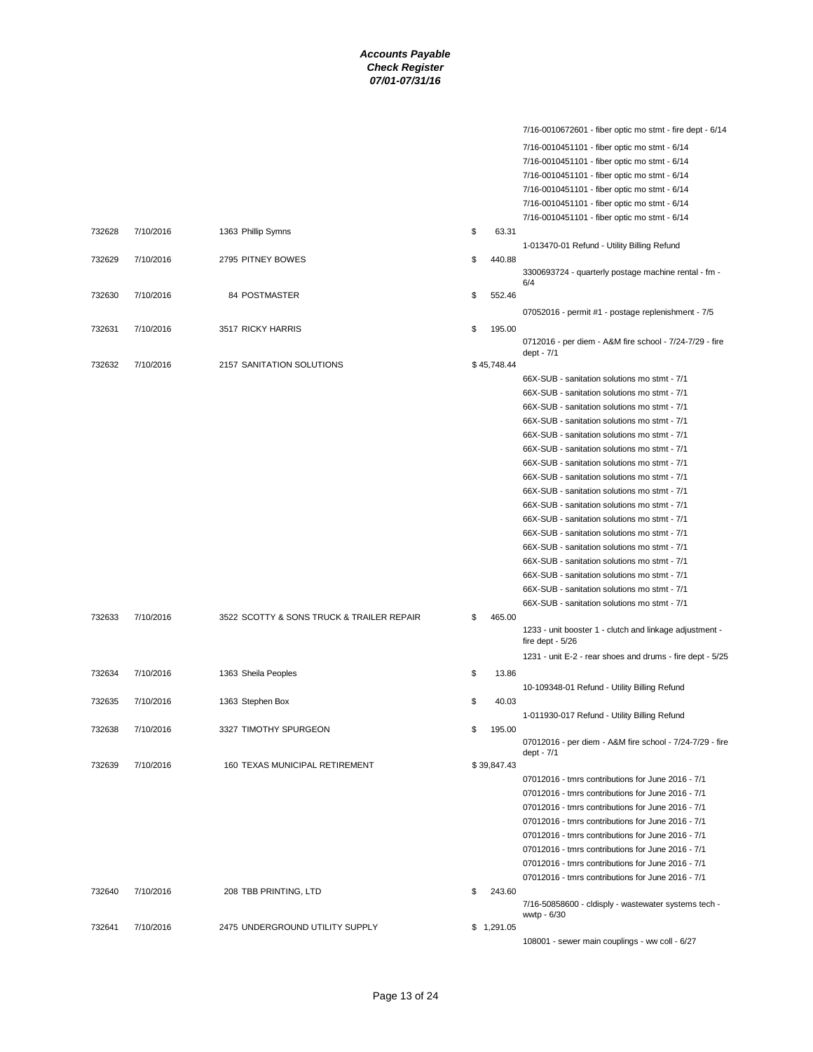# *Accounts Payable*
## *Check Register*
### *07/01-07/31/16*

| | | | | |
|---|---|---|---|---|
| | | | | 7/16-0010672601 - fiber optic mo stmt - fire dept - 6/14 |
| | | | | 7/16-0010451101 - fiber optic mo stmt - 6/14 |
| | | | | 7/16-0010451101 - fiber optic mo stmt - 6/14 |
| | | | | 7/16-0010451101 - fiber optic mo stmt - 6/14 |
| | | | | 7/16-0010451101 - fiber optic mo stmt - 6/14 |
| | | | | 7/16-0010451101 - fiber optic mo stmt - 6/14 |
| | | | | 7/16-0010451101 - fiber optic mo stmt - 6/14 |
| 732628 | 7/10/2016 | 1363 Phillip Symns | $ 63.31 | |
| | | | | 1-013470-01 Refund - Utility Billing Refund |
| 732629 | 7/10/2016 | 2795 PITNEY BOWES | $ 440.88 | |
| | | | | 3300693724 - quarterly postage machine rental - fm - 6/4 |
| 732630 | 7/10/2016 | 84 POSTMASTER | $ 552.46 | |
| | | | | 07052016 - permit #1 - postage replenishment - 7/5 |
| 732631 | 7/10/2016 | 3517 RICKY HARRIS | $ 195.00 | |
| | | | | 0712016 - per diem - A&M fire school - 7/24-7/29 - fire dept - 7/1 |
| 732632 | 7/10/2016 | 2157 SANITATION SOLUTIONS | $ 45,748.44 | |
| | | | | 66X-SUB - sanitation solutions mo stmt - 7/1 |
| | | | | 66X-SUB - sanitation solutions mo stmt - 7/1 |
| | | | | 66X-SUB - sanitation solutions mo stmt - 7/1 |
| | | | | 66X-SUB - sanitation solutions mo stmt - 7/1 |
| | | | | 66X-SUB - sanitation solutions mo stmt - 7/1 |
| | | | | 66X-SUB - sanitation solutions mo stmt - 7/1 |
| | | | | 66X-SUB - sanitation solutions mo stmt - 7/1 |
| | | | | 66X-SUB - sanitation solutions mo stmt - 7/1 |
| | | | | 66X-SUB - sanitation solutions mo stmt - 7/1 |
| | | | | 66X-SUB - sanitation solutions mo stmt - 7/1 |
| | | | | 66X-SUB - sanitation solutions mo stmt - 7/1 |
| | | | | 66X-SUB - sanitation solutions mo stmt - 7/1 |
| | | | | 66X-SUB - sanitation solutions mo stmt - 7/1 |
| | | | | 66X-SUB - sanitation solutions mo stmt - 7/1 |
| | | | | 66X-SUB - sanitation solutions mo stmt - 7/1 |
| | | | | 66X-SUB - sanitation solutions mo stmt - 7/1 |
| | | | | 66X-SUB - sanitation solutions mo stmt - 7/1 |
| 732633 | 7/10/2016 | 3522 SCOTTY & SONS TRUCK & TRAILER REPAIR | $ 465.00 | |
| | | | | 1233 - unit booster 1 - clutch and linkage adjustment - fire dept - 5/26 |
| | | | | 1231 - unit E-2 - rear shoes and drums - fire dept - 5/25 |
| 732634 | 7/10/2016 | 1363 Sheila Peoples | $ 13.86 | |
| | | | | 10-109348-01 Refund - Utility Billing Refund |
| 732635 | 7/10/2016 | 1363 Stephen Box | $ 40.03 | |
| | | | | 1-011930-017 Refund - Utility Billing Refund |
| 732638 | 7/10/2016 | 3327 TIMOTHY SPURGEON | $ 195.00 | |
| | | | | 07012016 - per diem - A&M fire school - 7/24-7/29 - fire dept - 7/1 |
| 732639 | 7/10/2016 | 160 TEXAS MUNICIPAL RETIREMENT | $ 39,847.43 | |
| | | | | 07012016 - tmrs contributions for June 2016 - 7/1 |
| | | | | 07012016 - tmrs contributions for June 2016 - 7/1 |
| | | | | 07012016 - tmrs contributions for June 2016 - 7/1 |
| | | | | 07012016 - tmrs contributions for June 2016 - 7/1 |
| | | | | 07012016 - tmrs contributions for June 2016 - 7/1 |
| | | | | 07012016 - tmrs contributions for June 2016 - 7/1 |
| | | | | 07012016 - tmrs contributions for June 2016 - 7/1 |
| | | | | 07012016 - tmrs contributions for June 2016 - 7/1 |
| 732640 | 7/10/2016 | 208 TBB PRINTING, LTD | $ 243.60 | |
| | | | | 7/16-50858600 - cldisply - wastewater systems tech - wwtp - 6/30 |
| 732641 | 7/10/2016 | 2475 UNDERGROUND UTILITY SUPPLY | $ 1,291.05 | |
| | | | | 108001 - sewer main couplings - ww coll - 6/27 |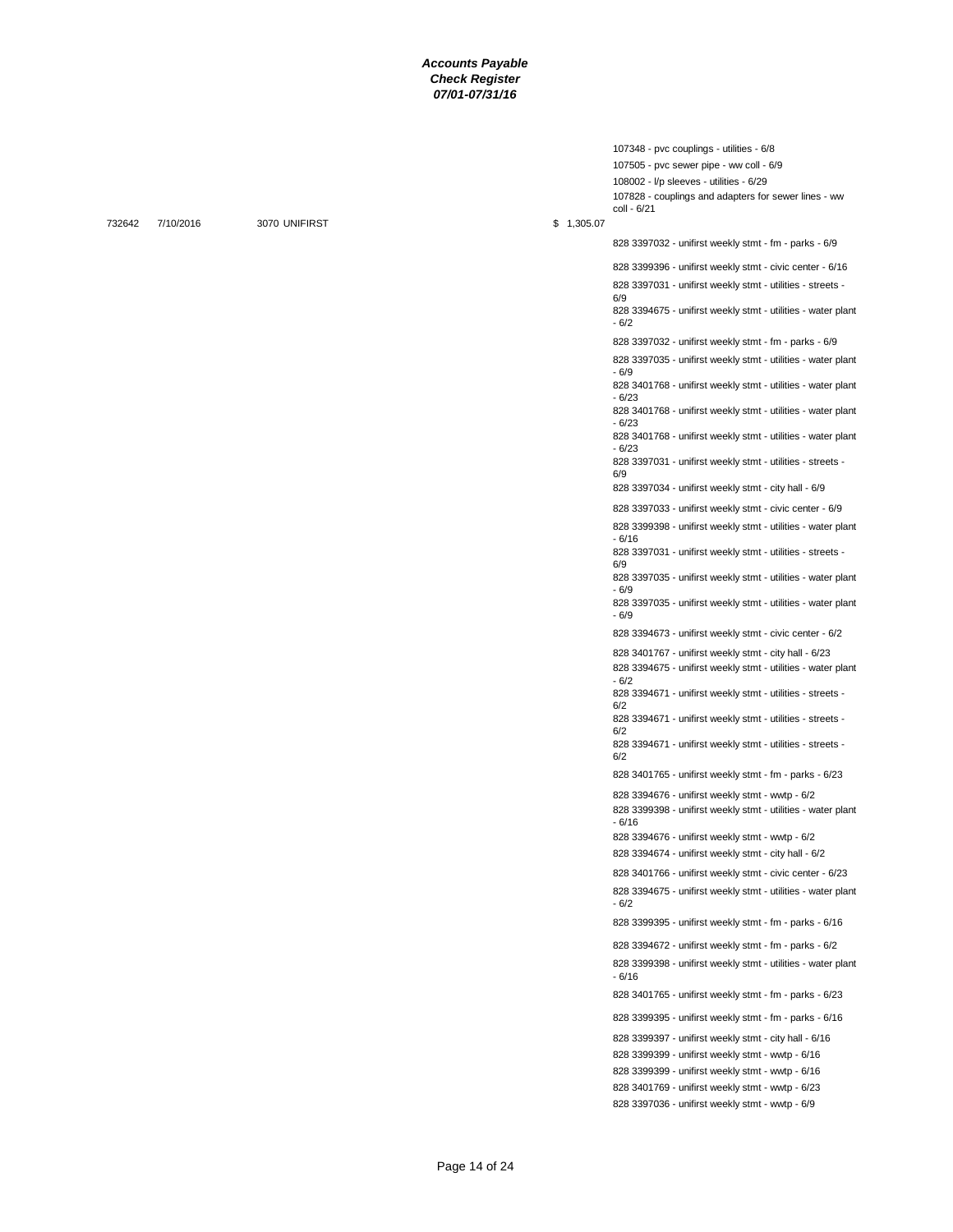### ***Accounts Payable***
### ***Check Register***
### ***07/01-07/31/16***

| | | | | |
|---|---|---|---|---|
| | | | | 107348 - pvc couplings - utilities - 6/8 |
| | | | | 107505 - pvc sewer pipe - ww coll - 6/9 |
| | | | | 108002 - l/p sleeves - utilities - 6/29 |
| | | | | 107828 - couplings and adapters for sewer lines - ww coll - 6/21 |
| 732642 | 7/10/2016 | 3070 UNIFIRST | $ 1,305.07 | |
| | | | | 828 3397032 - unifirst weekly stmt - fm - parks - 6/9 |
| | | | | 828 3399396 - unifirst weekly stmt - civic center - 6/16 |
| | | | | 828 3397031 - unifirst weekly stmt - utilities - streets - 6/9 |
| | | | | 828 3394675 - unifirst weekly stmt - utilities - water plant - 6/2 |
| | | | | 828 3397032 - unifirst weekly stmt - fm - parks - 6/9 |
| | | | | 828 3397035 - unifirst weekly stmt - utilities - water plant - 6/9 |
| | | | | 828 3401768 - unifirst weekly stmt - utilities - water plant - 6/23 |
| | | | | 828 3401768 - unifirst weekly stmt - utilities - water plant - 6/23 |
| | | | | 828 3401768 - unifirst weekly stmt - utilities - water plant - 6/23 |
| | | | | 828 3397031 - unifirst weekly stmt - utilities - streets - 6/9 |
| | | | | 828 3397034 - unifirst weekly stmt - city hall - 6/9 |
| | | | | 828 3397033 - unifirst weekly stmt - civic center - 6/9 |
| | | | | 828 3399398 - unifirst weekly stmt - utilities - water plant - 6/16 |
| | | | | 828 3397031 - unifirst weekly stmt - utilities - streets - 6/9 |
| | | | | 828 3397035 - unifirst weekly stmt - utilities - water plant - 6/9 |
| | | | | 828 3397035 - unifirst weekly stmt - utilities - water plant - 6/9 |
| | | | | 828 3394673 - unifirst weekly stmt - civic center - 6/2 |
| | | | | 828 3401767 - unifirst weekly stmt - city hall - 6/23 |
| | | | | 828 3394675 - unifirst weekly stmt - utilities - water plant - 6/2 |
| | | | | 828 3394671 - unifirst weekly stmt - utilities - streets - 6/2 |
| | | | | 828 3394671 - unifirst weekly stmt - utilities - streets - 6/2 |
| | | | | 828 3394671 - unifirst weekly stmt - utilities - streets - 6/2 |
| | | | | 828 3401765 - unifirst weekly stmt - fm - parks - 6/23 |
| | | | | 828 3394676 - unifirst weekly stmt - wwtp - 6/2 |
| | | | | 828 3399398 - unifirst weekly stmt - utilities - water plant - 6/16 |
| | | | | 828 3394676 - unifirst weekly stmt - wwtp - 6/2 |
| | | | | 828 3394674 - unifirst weekly stmt - city hall - 6/2 |
| | | | | 828 3401766 - unifirst weekly stmt - civic center - 6/23 |
| | | | | 828 3394675 - unifirst weekly stmt - utilities - water plant - 6/2 |
| | | | | 828 3399395 - unifirst weekly stmt - fm - parks - 6/16 |
| | | | | 828 3394672 - unifirst weekly stmt - fm - parks - 6/2 |
| | | | | 828 3399398 - unifirst weekly stmt - utilities - water plant - 6/16 |
| | | | | 828 3401765 - unifirst weekly stmt - fm - parks - 6/23 |
| | | | | 828 3399395 - unifirst weekly stmt - fm - parks - 6/16 |
| | | | | 828 3399397 - unifirst weekly stmt - city hall - 6/16 |
| | | | | 828 3399399 - unifirst weekly stmt - wwtp - 6/16 |
| | | | | 828 3399399 - unifirst weekly stmt - wwtp - 6/16 |
| | | | | 828 3401769 - unifirst weekly stmt - wwtp - 6/23 |
| | | | | 828 3397036 - unifirst weekly stmt - wwtp - 6/9 |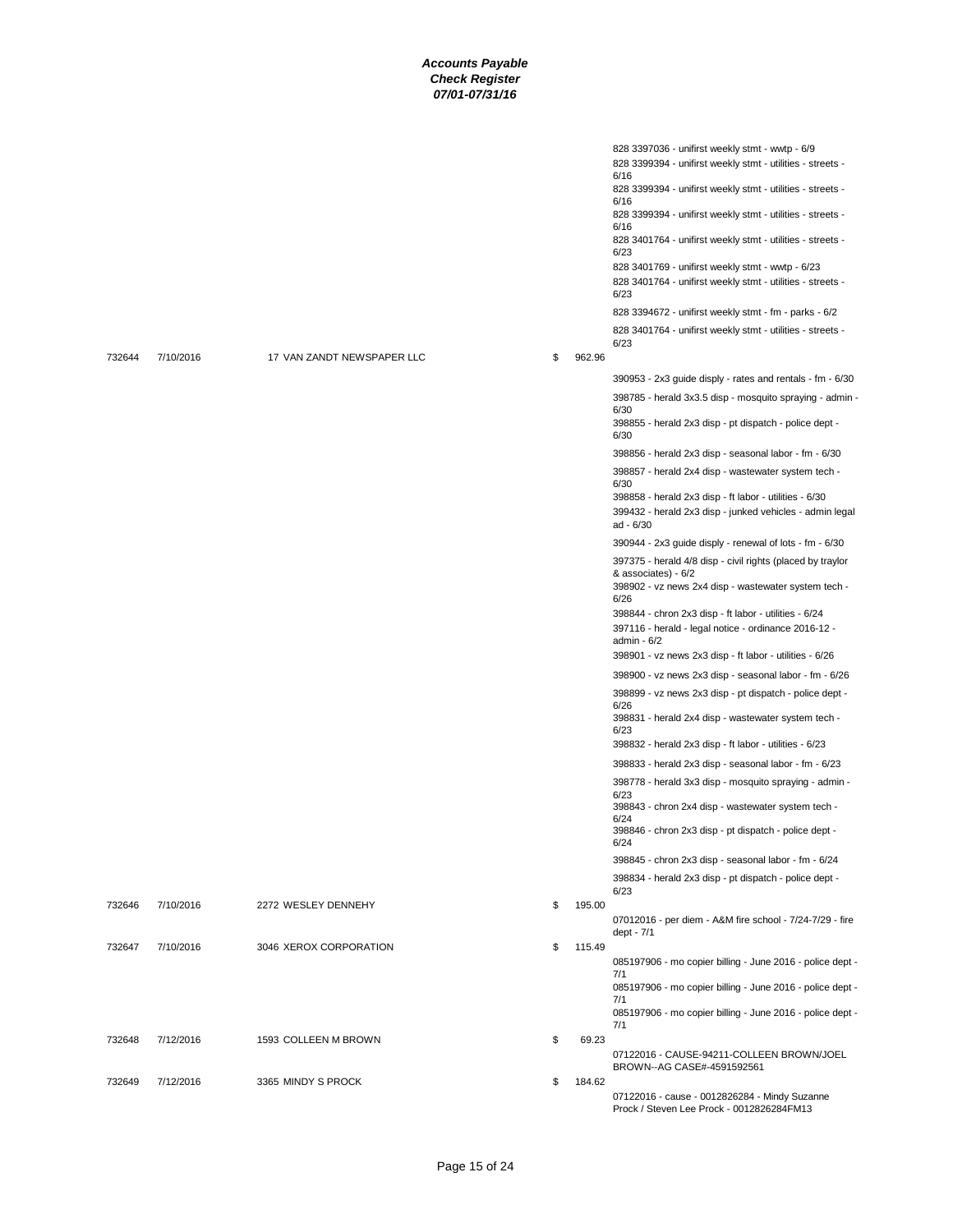# *Accounts Payable Check Register 07/01-07/31/16*

| | | | | |
|---|---|---|---|---|
| | | | | 828 3397036 - unifirst weekly stmt - wwtp - 6/9 |
| | | | | 828 3399394 - unifirst weekly stmt - utilities - streets - 6/16 |
| | | | | 828 3399394 - unifirst weekly stmt - utilities - streets - 6/16 |
| | | | | 828 3399394 - unifirst weekly stmt - utilities - streets - 6/16 |
| | | | | 828 3401764 - unifirst weekly stmt - utilities - streets - 6/23 |
| | | | | 828 3401769 - unifirst weekly stmt - wwtp - 6/23 |
| | | | | 828 3401764 - unifirst weekly stmt - utilities - streets - 6/23 |
| | | | | 828 3394672 - unifirst weekly stmt - fm - parks - 6/2 |
| | | | | 828 3401764 - unifirst weekly stmt - utilities - streets - 6/23 |
| 732644 | 7/10/2016 | 17 VAN ZANDT NEWSPAPER LLC | $ 962.96 | |
| | | | | 390953 - 2x3 guide disply - rates and rentals - fm - 6/30 |
| | | | | 398785 - herald 3x3.5 disp - mosquito spraying - admin - 6/30 |
| | | | | 398855 - herald 2x3 disp - pt dispatch - police dept - 6/30 |
| | | | | 398856 - herald 2x3 disp - seasonal labor - fm - 6/30 |
| | | | | 398857 - herald 2x4 disp - wastewater system tech - 6/30 |
| | | | | 398858 - herald 2x3 disp - ft labor - utilities - 6/30 |
| | | | | 399432 - herald 2x3 disp - junked vehicles - admin legal ad - 6/30 |
| | | | | 390944 - 2x3 guide disply - renewal of lots - fm - 6/30 |
| | | | | 397375 - herald 4/8 disp - civil rights (placed by traylor & associates) - 6/2 |
| | | | | 398902 - vz news 2x4 disp - wastewater system tech - 6/26 |
| | | | | 398844 - chron 2x3 disp - ft labor - utilities - 6/24 |
| | | | | 397116 - herald - legal notice - ordinance 2016-12 - admin - 6/2 |
| | | | | 398901 - vz news 2x3 disp - ft labor - utilities - 6/26 |
| | | | | 398900 - vz news 2x3 disp - seasonal labor - fm - 6/26 |
| | | | | 398899 - vz news 2x3 disp - pt dispatch - police dept - 6/26 |
| | | | | 398831 - herald 2x4 disp - wastewater system tech - 6/23 |
| | | | | 398832 - herald 2x3 disp - ft labor - utilities - 6/23 |
| | | | | 398833 - herald 2x3 disp - seasonal labor - fm - 6/23 |
| | | | | 398778 - herald 3x3 disp - mosquito spraying - admin - 6/23 |
| | | | | 398843 - chron 2x4 disp - wastewater system tech - 6/24 |
| | | | | 398846 - chron 2x3 disp - pt dispatch - police dept - 6/24 |
| | | | | 398845 - chron 2x3 disp - seasonal labor - fm - 6/24 |
| | | | | 398834 - herald 2x3 disp - pt dispatch - police dept - 6/23 |
| 732646 | 7/10/2016 | 2272 WESLEY DENNEHY | $ 195.00 | |
| | | | | 07012016 - per diem - A&M fire school - 7/24-7/29 - fire dept - 7/1 |
| 732647 | 7/10/2016 | 3046 XEROX CORPORATION | $ 115.49 | |
| | | | | 085197906 - mo copier billing - June 2016 - police dept - 7/1 |
| | | | | 085197906 - mo copier billing - June 2016 - police dept - 7/1 |
| | | | | 085197906 - mo copier billing - June 2016 - police dept - 7/1 |
| 732648 | 7/12/2016 | 1593 COLLEEN M BROWN | $ 69.23 | |
| | | | | 07122016 - CAUSE-94211-COLLEEN BROWN/JOEL BROWN--AG CASE#-4591592561 |
| 732649 | 7/12/2016 | 3365 MINDY S PROCK | $ 184.62 | |
| | | | | 07122016 - cause - 0012826284 - Mindy Suzanne Prock / Steven Lee Prock - 0012826284FM13 |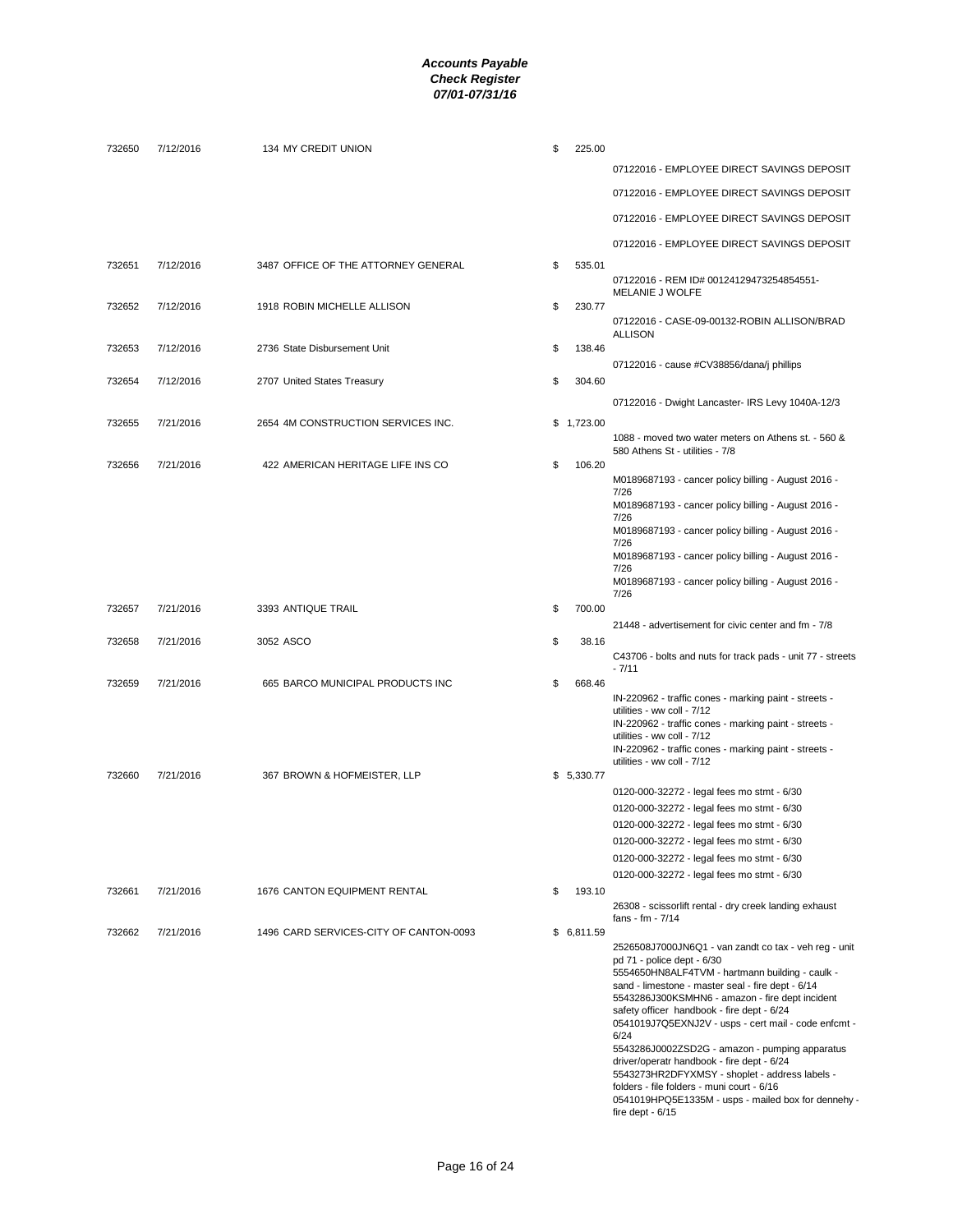***Accounts Payable***
***Check Register***
***07/01-07/31/16***

| | | | | |
|---|---|---|---|---|
| 732650 | 7/12/2016 | 134 MY CREDIT UNION | $ 225.00 | |
| | | | | 07122016 - EMPLOYEE DIRECT SAVINGS DEPOSIT |
| | | | | 07122016 - EMPLOYEE DIRECT SAVINGS DEPOSIT |
| | | | | 07122016 - EMPLOYEE DIRECT SAVINGS DEPOSIT |
| | | | | 07122016 - EMPLOYEE DIRECT SAVINGS DEPOSIT |
| 732651 | 7/12/2016 | 3487 OFFICE OF THE ATTORNEY GENERAL | $ 535.01 | |
| | | | | 07122016 - REM ID# 00124129473254854551-MELANIE J WOLFE |
| 732652 | 7/12/2016 | 1918 ROBIN MICHELLE ALLISON | $ 230.77 | |
| | | | | 07122016 - CASE-09-00132-ROBIN ALLISON/BRAD ALLISON |
| 732653 | 7/12/2016 | 2736 State Disbursement Unit | $ 138.46 | |
| | | | | 07122016 - cause #CV38856/dana/j phillips |
| 732654 | 7/12/2016 | 2707 United States Treasury | $ 304.60 | |
| | | | | 07122016 - Dwight Lancaster- IRS Levy 1040A-12/3 |
| 732655 | 7/21/2016 | 2654 4M CONSTRUCTION SERVICES INC. | $ 1,723.00 | |
| | | | | 1088 - moved two water meters on Athens st. - 560 & 580 Athens St - utilities - 7/8 |
| 732656 | 7/21/2016 | 422 AMERICAN HERITAGE LIFE INS CO | $ 106.20 | |
| | | | | M0189687193 - cancer policy billing - August 2016 - 7/26 |
| | | | | M0189687193 - cancer policy billing - August 2016 - 7/26 |
| | | | | M0189687193 - cancer policy billing - August 2016 - 7/26 |
| | | | | M0189687193 - cancer policy billing - August 2016 - 7/26 |
| | | | | M0189687193 - cancer policy billing - August 2016 - 7/26 |
| 732657 | 7/21/2016 | 3393 ANTIQUE TRAIL | $ 700.00 | |
| | | | | 21448 - advertisement for civic center and fm - 7/8 |
| 732658 | 7/21/2016 | 3052 ASCO | $ 38.16 | |
| | | | | C43706 - bolts and nuts for track pads - unit 77 - streets - 7/11 |
| 732659 | 7/21/2016 | 665 BARCO MUNICIPAL PRODUCTS INC | $ 668.46 | |
| | | | | IN-220962 - traffic cones - marking paint - streets - utilities - ww coll - 7/12 |
| | | | | IN-220962 - traffic cones - marking paint - streets - utilities - ww coll - 7/12 |
| | | | | IN-220962 - traffic cones - marking paint - streets - utilities - ww coll - 7/12 |
| 732660 | 7/21/2016 | 367 BROWN & HOFMEISTER, LLP | $ 5,330.77 | |
| | | | | 0120-000-32272 - legal fees mo stmt - 6/30 |
| | | | | 0120-000-32272 - legal fees mo stmt - 6/30 |
| | | | | 0120-000-32272 - legal fees mo stmt - 6/30 |
| | | | | 0120-000-32272 - legal fees mo stmt - 6/30 |
| | | | | 0120-000-32272 - legal fees mo stmt - 6/30 |
| | | | | 0120-000-32272 - legal fees mo stmt - 6/30 |
| 732661 | 7/21/2016 | 1676 CANTON EQUIPMENT RENTAL | $ 193.10 | |
| | | | | 26308 - scissorlift rental - dry creek landing exhaust fans - fm - 7/14 |
| 732662 | 7/21/2016 | 1496 CARD SERVICES-CITY OF CANTON-0093 | $ 6,811.59 | |
| | | | | 2526508J7000JN6Q1 - van zandt co tax - veh reg - unit pd 71 - police dept - 6/30 |
| | | | | 5554650HN8ALF4TVM - hartmann building - caulk - sand - limestone - master seal - fire dept - 6/14 |
| | | | | 5543286J300KSMHN6 - amazon - fire dept incident safety officer handbook - fire dept - 6/24 |
| | | | | 0541019J7Q5EXNJ2V - usps - cert mail - code enfcmt - 6/24 |
| | | | | 5543286J0002ZSD2G - amazon - pumping apparatus driver/operatr handbook - fire dept - 6/24 |
| | | | | 5543273HR2DFYXMSY - shoplet - address labels - folders - file folders - muni court - 6/16 |
| | | | | 0541019HPQ5E1335M - usps - mailed box for dennehy - fire dept - 6/15 |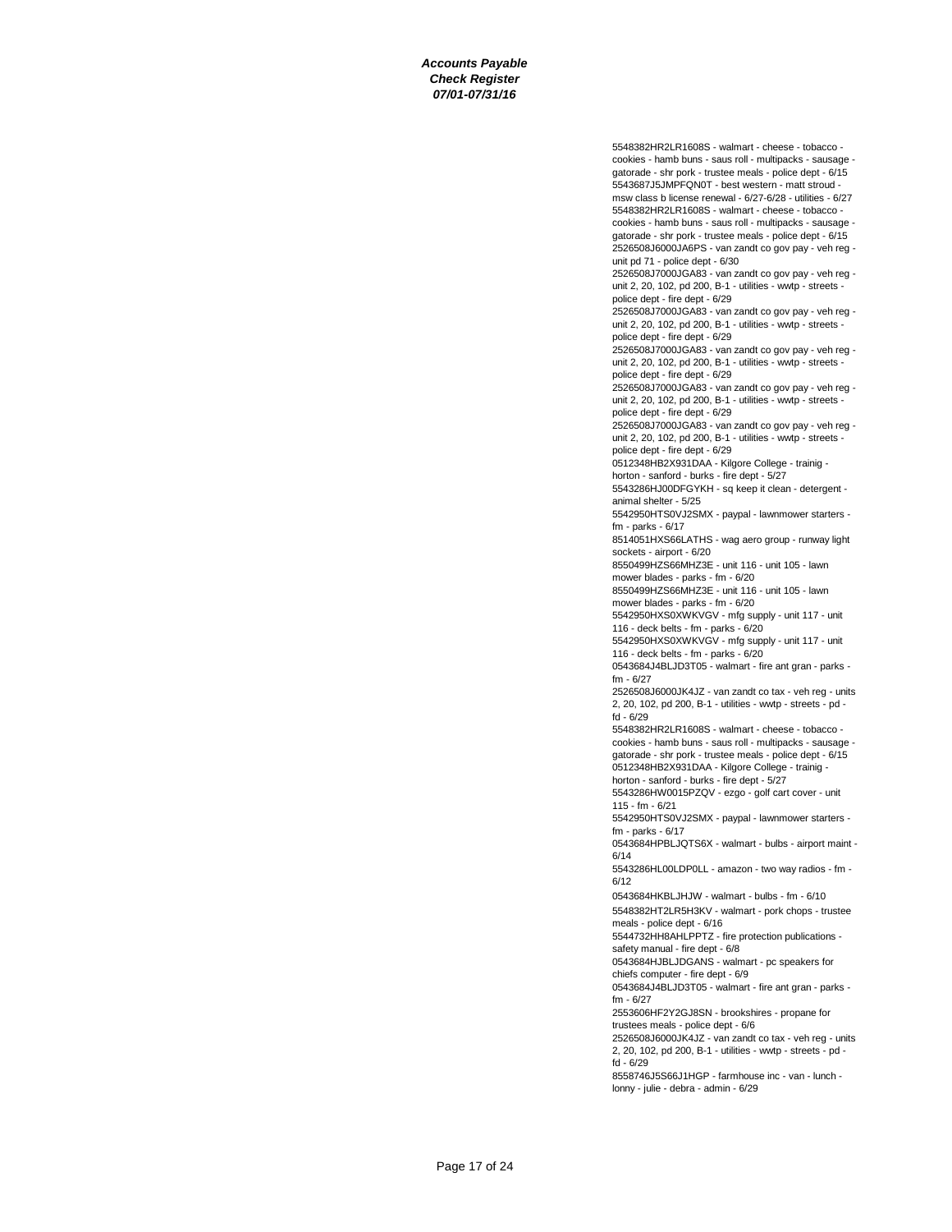***Accounts Payable***
***Check Register***
***07/01-07/31/16***

5548382HR2LR1608S - walmart - cheese - tobacco - cookies - hamb buns - saus roll - multipacks - sausage - gatorade - shr pork - trustee meals - police dept - 6/15

5543687J5JMPFQN0T - best western - matt stroud - msw class b license renewal - 6/27-6/28 - utilities - 6/27

5548382HR2LR1608S - walmart - cheese - tobacco - cookies - hamb buns - saus roll - multipacks - sausage - gatorade - shr pork - trustee meals - police dept - 6/15

2526508J6000JA6PS - van zandt co gov pay - veh reg - unit pd 71 - police dept - 6/30

2526508J7000JGA83 - van zandt co gov pay - veh reg - unit 2, 20, 102, pd 200, B-1 - utilities - wwtp - streets - police dept - fire dept - 6/29

2526508J7000JGA83 - van zandt co gov pay - veh reg - unit 2, 20, 102, pd 200, B-1 - utilities - wwtp - streets - police dept - fire dept - 6/29

2526508J7000JGA83 - van zandt co gov pay - veh reg - unit 2, 20, 102, pd 200, B-1 - utilities - wwtp - streets - police dept - fire dept - 6/29

2526508J7000JGA83 - van zandt co gov pay - veh reg - unit 2, 20, 102, pd 200, B-1 - utilities - wwtp - streets - police dept - fire dept - 6/29

2526508J7000JGA83 - van zandt co gov pay - veh reg - unit 2, 20, 102, pd 200, B-1 - utilities - wwtp - streets - police dept - fire dept - 6/29

0512348HB2X931DAA - Kilgore College - trainig - horton - sanford - burks - fire dept - 5/27

5543286HJ00DFGYKH - sq keep it clean - detergent - animal shelter - 5/25

5542950HTS0VJ2SMX - paypal - lawnmower starters - fm - parks - 6/17

8514051HXS66LATHS - wag aero group - runway light sockets - airport - 6/20

8550499HZS66MHZ3E - unit 116 - unit 105 - lawn mower blades - parks - fm - 6/20

8550499HZS66MHZ3E - unit 116 - unit 105 - lawn mower blades - parks - fm - 6/20

5542950HXS0XWKVGV - mfg supply - unit 117 - unit 116 - deck belts - fm - parks - 6/20

5542950HXS0XWKVGV - mfg supply - unit 117 - unit 116 - deck belts - fm - parks - 6/20

0543684J4BLJD3T05 - walmart - fire ant gran - parks - fm - 6/27

2526508J6000JK4JZ - van zandt co tax - veh reg - units 2, 20, 102, pd 200, B-1 - utilities - wwtp - streets - pd - fd - 6/29

5548382HR2LR1608S - walmart - cheese - tobacco - cookies - hamb buns - saus roll - multipacks - sausage - gatorade - shr pork - trustee meals - police dept - 6/15

0512348HB2X931DAA - Kilgore College - trainig - horton - sanford - burks - fire dept - 5/27

5543286HW0015PZQV - ezgo - golf cart cover - unit 115 - fm - 6/21

5542950HTS0VJ2SMX - paypal - lawnmower starters - fm - parks - 6/17

0543684HPBLJQTS6X - walmart - bulbs - airport maint - 6/14

5543286HL00LDP0LL - amazon - two way radios - fm - 6/12

0543684HKBLJHJW - walmart - bulbs - fm - 6/10

5548382HT2LR5H3KV - walmart - pork chops - trustee meals - police dept - 6/16

5544732HH8AHLPPTZ - fire protection publications - safety manual - fire dept - 6/8

0543684HJBLJDGANS - walmart - pc speakers for chiefs computer - fire dept - 6/9

0543684J4BLJD3T05 - walmart - fire ant gran - parks - fm - 6/27

2553606HF2Y2GJ8SN - brookshires - propane for trustees meals - police dept - 6/6

2526508J6000JK4JZ - van zandt co tax - veh reg - units 2, 20, 102, pd 200, B-1 - utilities - wwtp - streets - pd - fd - 6/29

8558746J5S66J1HGP - farmhouse inc - van - lunch - lonny - julie - debra - admin - 6/29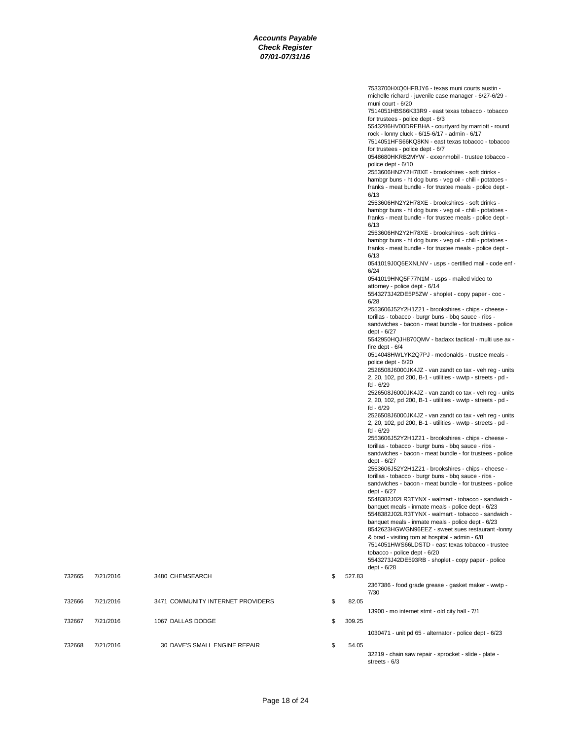***Accounts Payable***
***Check Register***
***07/01-07/31/16***

| | | | | | |
|---|---|---|---|---|---|
| | | | | | 7533700HXQ0HFBJY6 - texas muni courts austin - michelle richard - juvenile case manager - 6/27-6/29 - muni court - 6/20 |
| | | | | | 7514051HBS66K33R9 - east texas tobacco - tobacco for trustees - police dept - 6/3 |
| | | | | | 5543286HV00DREBHA - courtyard by marriott - round rock - lonny cluck - 6/15-6/17 - admin - 6/17 |
| | | | | | 7514051HFS66KQ8KN - east texas tobacco - tobacco for trustees - police dept - 6/7 |
| | | | | | 0548680HKRB2MYW - exxonmobil - trustee tobacco - police dept - 6/10 |
| | | | | | 2553606HN2Y2H78XE - brookshires - soft drinks - hambgr buns - ht dog buns - veg oil - chili - potatoes - franks - meat bundle - for trustee meals - police dept - 6/13 |
| | | | | | 2553606HN2Y2H78XE - brookshires - soft drinks - hambgr buns - ht dog buns - veg oil - chili - potatoes - franks - meat bundle - for trustee meals - police dept - 6/13 |
| | | | | | 2553606HN2Y2H78XE - brookshires - soft drinks - hambgr buns - ht dog buns - veg oil - chili - potatoes - franks - meat bundle - for trustee meals - police dept - 6/13 |
| | | | | | 0541019J0Q5EXNLNV - usps - certified mail - code enf - 6/24 |
| | | | | | 0541019HNQ5F77N1M - usps - mailed video to attorney - police dept - 6/14 |
| | | | | | 5543273J42DE5P5ZW - shoplet - copy paper - coc - 6/28 |
| | | | | | 2553606J52Y2H1Z21 - brookshires - chips - cheese - torillas - tobacco - burgr buns - bbq sauce - ribs - sandwiches - bacon - meat bundle - for trustees - police dept - 6/27 |
| | | | | | 5542950HQJH870QMV - badaxx tactical - multi use ax - fire dept - 6/4 |
| | | | | | 0514048HWLYK2Q7PJ - mcdonalds - trustee meals - police dept - 6/20 |
| | | | | | 2526508J6000JK4JZ - van zandt co tax - veh reg - units 2, 20, 102, pd 200, B-1 - utilities - wwtp - streets - pd - fd - 6/29 |
| | | | | | 2526508J6000JK4JZ - van zandt co tax - veh reg - units 2, 20, 102, pd 200, B-1 - utilities - wwtp - streets - pd - fd - 6/29 |
| | | | | | 2526508J6000JK4JZ - van zandt co tax - veh reg - units 2, 20, 102, pd 200, B-1 - utilities - wwtp - streets - pd - fd - 6/29 |
| | | | | | 2553606J52Y2H1Z21 - brookshires - chips - cheese - torillas - tobacco - burgr buns - bbq sauce - ribs - sandwiches - bacon - meat bundle - for trustees - police dept - 6/27 |
| | | | | | 2553606J52Y2H1Z21 - brookshires - chips - cheese - torillas - tobacco - burgr buns - bbq sauce - ribs - sandwiches - bacon - meat bundle - for trustees - police dept - 6/27 |
| | | | | | 5548382J02LR3TYNX - walmart - tobacco - sandwich - banquet meals - inmate meals - police dept - 6/23 |
| | | | | | 5548382J02LR3TYNX - walmart - tobacco - sandwich - banquet meals - inmate meals - police dept - 6/23 |
| | | | | | 8542623HGWGN96EEZ - sweet sues restaurant -lonny & brad - visiting tom at hospital - admin - 6/8 |
| | | | | | 7514051HWS66LDSTD - east texas tobacco - trustee tobacco - police dept - 6/20 |
| | | | | | 5543273J42DE593RB - shoplet - copy paper - police dept - 6/28 |
| 732665 | 7/21/2016 | 3480 CHEMSEARCH | $ | 527.83 | |
| | | | | | 2367386 - food grade grease - gasket maker - wwtp - 7/30 |
| 732666 | 7/21/2016 | 3471 COMMUNITY INTERNET PROVIDERS | $ | 82.05 | |
| | | | | | 13900 - mo internet stmt - old city hall - 7/1 |
| 732667 | 7/21/2016 | 1067 DALLAS DODGE | $ | 309.25 | |
| | | | | | 1030471 - unit pd 65 - alternator - police dept - 6/23 |
| 732668 | 7/21/2016 | 30 DAVE'S SMALL ENGINE REPAIR | $ | 54.05 | |
| | | | | | 32219 - chain saw repair - sprocket - slide - plate - streets - 6/3 |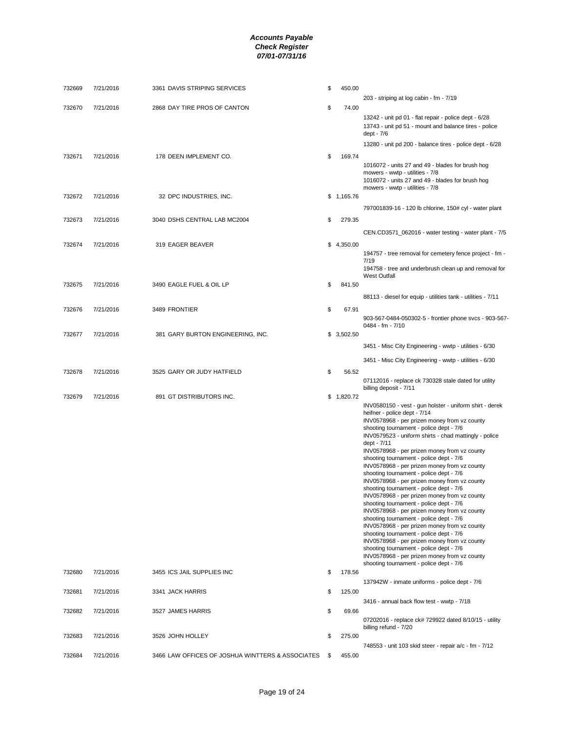***Accounts Payable***
***Check Register***
***07/01-07/31/16***

| | | | | |
|---|---|---|---|---|
| 732669 | 7/21/2016 | 3361 DAVIS STRIPING SERVICES | $ 450.00 | |
| | | | | 203 - striping at log cabin - fm - 7/19 |
| 732670 | 7/21/2016 | 2868 DAY TIRE PROS OF CANTON | $ 74.00 | |
| | | | | 13242 - unit pd 01 - flat repair - police dept - 6/28 |
| | | | | 13743 - unit pd 51 - mount and balance tires - police dept - 7/6 |
| | | | | 13280 - unit pd 200 - balance tires - police dept - 6/28 |
| 732671 | 7/21/2016 | 178 DEEN IMPLEMENT CO. | $ 169.74 | |
| | | | | 1016072 - units 27 and 49 - blades for brush hog mowers - wwtp - utilities - 7/8 |
| | | | | 1016072 - units 27 and 49 - blades for brush hog mowers - wwtp - utilities - 7/8 |
| 732672 | 7/21/2016 | 32 DPC INDUSTRIES, INC. | $ 1,165.76 | |
| | | | | 797001839-16 - 120 lb chlorine, 150# cyl - water plant |
| 732673 | 7/21/2016 | 3040 DSHS CENTRAL LAB MC2004 | $ 279.35 | |
| | | | | CEN.CD3571_062016 - water testing - water plant - 7/5 |
| 732674 | 7/21/2016 | 319 EAGER BEAVER | $ 4,350.00 | |
| | | | | 194757 - tree removal for cemetery fence project - fm - 7/19 |
| | | | | 194758 - tree and underbrush clean up and removal for West Outfall |
| 732675 | 7/21/2016 | 3490 EAGLE FUEL & OIL LP | $ 841.50 | |
| | | | | 88113 - diesel for equip - utilities tank - utilities - 7/11 |
| 732676 | 7/21/2016 | 3489 FRONTIER | $ 67.91 | |
| | | | | 903-567-0484-050302-5 - frontier phone svcs - 903-567-0484 - fm - 7/10 |
| 732677 | 7/21/2016 | 381 GARY BURTON ENGINEERING, INC. | $ 3,502.50 | |
| | | | | 3451 - Misc City Engineering - wwtp - utilities - 6/30 |
| | | | | 3451 - Misc City Engineering - wwtp - utilities - 6/30 |
| 732678 | 7/21/2016 | 3525 GARY OR JUDY HATFIELD | $ 56.52 | |
| | | | | 07112016 - replace ck 730328 stale dated for utility billing deposit - 7/11 |
| 732679 | 7/21/2016 | 891 GT DISTRIBUTORS INC. | $ 1,820.72 | |
| | | | | INV0580150 - vest - gun holster - uniform shirt - derek heifner - police dept - 7/14 |
| | | | | INV0578968 - per prizen money from vz county shooting tournament - police dept - 7/6 |
| | | | | INV0579523 - uniform shirts - chad mattingly - police dept - 7/11 |
| | | | | INV0578968 - per prizen money from vz county shooting tournament - police dept - 7/6 |
| | | | | INV0578968 - per prizen money from vz county shooting tournament - police dept - 7/6 |
| | | | | INV0578968 - per prizen money from vz county shooting tournament - police dept - 7/6 |
| | | | | INV0578968 - per prizen money from vz county shooting tournament - police dept - 7/6 |
| | | | | INV0578968 - per prizen money from vz county shooting tournament - police dept - 7/6 |
| | | | | INV0578968 - per prizen money from vz county shooting tournament - police dept - 7/6 |
| | | | | INV0578968 - per prizen money from vz county shooting tournament - police dept - 7/6 |
| | | | | INV0578968 - per prizen money from vz county shooting tournament - police dept - 7/6 |
| 732680 | 7/21/2016 | 3455 ICS JAIL SUPPLIES INC | $ 178.56 | |
| | | | | 137942W - inmate uniforms - police dept - 7/6 |
| 732681 | 7/21/2016 | 3341 JACK HARRIS | $ 125.00 | |
| | | | | 3416 - annual back flow test - wwtp - 7/18 |
| 732682 | 7/21/2016 | 3527 JAMES HARRIS | $ 69.66 | |
| | | | | 07202016 - replace ck# 729922 dated 8/10/15 - utility billing refund - 7/20 |
| 732683 | 7/21/2016 | 3526 JOHN HOLLEY | $ 275.00 | |
| | | | | 748553 - unit 103 skid steer - repair a/c - fm - 7/12 |
| 732684 | 7/21/2016 | 3466 LAW OFFICES OF JOSHUA WINTTERS & ASSOCIATES | $ 455.00 | |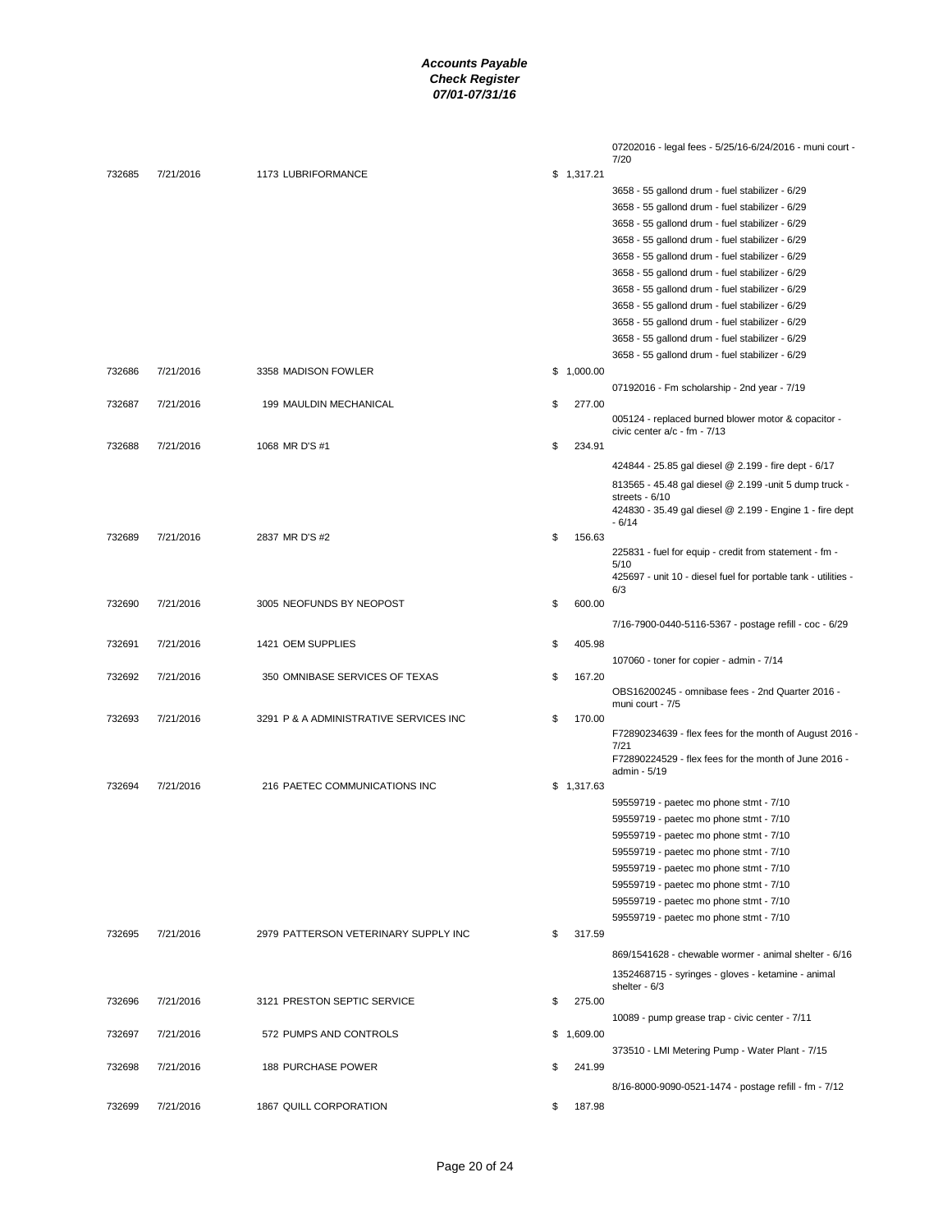***Accounts Payable***
***Check Register***
***07/01-07/31/16***

| | | | | |
|---|---|---|---|---|
| | | | | 07202016 - legal fees - 5/25/16-6/24/2016 - muni court - 7/20 |
| 732685 | 7/21/2016 | 1173 LUBRIFORMANCE | $ 1,317.21 | |
| | | | | 3658 - 55 gallond drum - fuel stabilizer - 6/29 |
| | | | | 3658 - 55 gallond drum - fuel stabilizer - 6/29 |
| | | | | 3658 - 55 gallond drum - fuel stabilizer - 6/29 |
| | | | | 3658 - 55 gallond drum - fuel stabilizer - 6/29 |
| | | | | 3658 - 55 gallond drum - fuel stabilizer - 6/29 |
| | | | | 3658 - 55 gallond drum - fuel stabilizer - 6/29 |
| | | | | 3658 - 55 gallond drum - fuel stabilizer - 6/29 |
| | | | | 3658 - 55 gallond drum - fuel stabilizer - 6/29 |
| | | | | 3658 - 55 gallond drum - fuel stabilizer - 6/29 |
| | | | | 3658 - 55 gallond drum - fuel stabilizer - 6/29 |
| | | | | 3658 - 55 gallond drum - fuel stabilizer - 6/29 |
| 732686 | 7/21/2016 | 3358 MADISON FOWLER | $ 1,000.00 | |
| | | | | 07192016 - Fm scholarship - 2nd year - 7/19 |
| 732687 | 7/21/2016 | 199 MAULDIN MECHANICAL | $ 277.00 | |
| | | | | 005124 - replaced burned blower motor & copacitor - civic center a/c - fm - 7/13 |
| 732688 | 7/21/2016 | 1068 MR D'S #1 | $ 234.91 | |
| | | | | 424844 - 25.85 gal diesel @ 2.199 - fire dept - 6/17 |
| | | | | 813565 - 45.48 gal diesel @ 2.199 -unit 5 dump truck - streets - 6/10 |
| | | | | 424830 - 35.49 gal diesel @ 2.199 - Engine 1 - fire dept - 6/14 |
| 732689 | 7/21/2016 | 2837 MR D'S #2 | $ 156.63 | |
| | | | | 225831 - fuel for equip - credit from statement - fm - 5/10 |
| | | | | 425697 - unit 10 - diesel fuel for portable tank - utilities - 6/3 |
| 732690 | 7/21/2016 | 3005 NEOFUNDS BY NEOPOST | $ 600.00 | |
| | | | | 7/16-7900-0440-5116-5367 - postage refill - coc - 6/29 |
| 732691 | 7/21/2016 | 1421 OEM SUPPLIES | $ 405.98 | |
| | | | | 107060 - toner for copier - admin - 7/14 |
| 732692 | 7/21/2016 | 350 OMNIBASE SERVICES OF TEXAS | $ 167.20 | |
| | | | | OBS16200245 - omnibase fees - 2nd Quarter 2016 - muni court - 7/5 |
| 732693 | 7/21/2016 | 3291 P & A ADMINISTRATIVE SERVICES INC | $ 170.00 | |
| | | | | F72890234639 - flex fees for the month of August 2016 - 7/21 |
| | | | | F72890224529 - flex fees for the month of June 2016 - admin - 5/19 |
| 732694 | 7/21/2016 | 216 PAETEC COMMUNICATIONS INC | $ 1,317.63 | |
| | | | | 59559719 - paetec mo phone stmt - 7/10 |
| | | | | 59559719 - paetec mo phone stmt - 7/10 |
| | | | | 59559719 - paetec mo phone stmt - 7/10 |
| | | | | 59559719 - paetec mo phone stmt - 7/10 |
| | | | | 59559719 - paetec mo phone stmt - 7/10 |
| | | | | 59559719 - paetec mo phone stmt - 7/10 |
| | | | | 59559719 - paetec mo phone stmt - 7/10 |
| | | | | 59559719 - paetec mo phone stmt - 7/10 |
| 732695 | 7/21/2016 | 2979 PATTERSON VETERINARY SUPPLY INC | $ 317.59 | |
| | | | | 869/1541628 - chewable wormer - animal shelter - 6/16 |
| | | | | 1352468715 - syringes - gloves - ketamine - animal shelter - 6/3 |
| 732696 | 7/21/2016 | 3121 PRESTON SEPTIC SERVICE | $ 275.00 | |
| | | | | 10089 - pump grease trap - civic center - 7/11 |
| 732697 | 7/21/2016 | 572 PUMPS AND CONTROLS | $ 1,609.00 | |
| | | | | 373510 - LMI Metering Pump - Water Plant - 7/15 |
| 732698 | 7/21/2016 | 188 PURCHASE POWER | $ 241.99 | |
| | | | | 8/16-8000-9090-0521-1474 - postage refill - fm - 7/12 |
| 732699 | 7/21/2016 | 1867 QUILL CORPORATION | $ 187.98 | |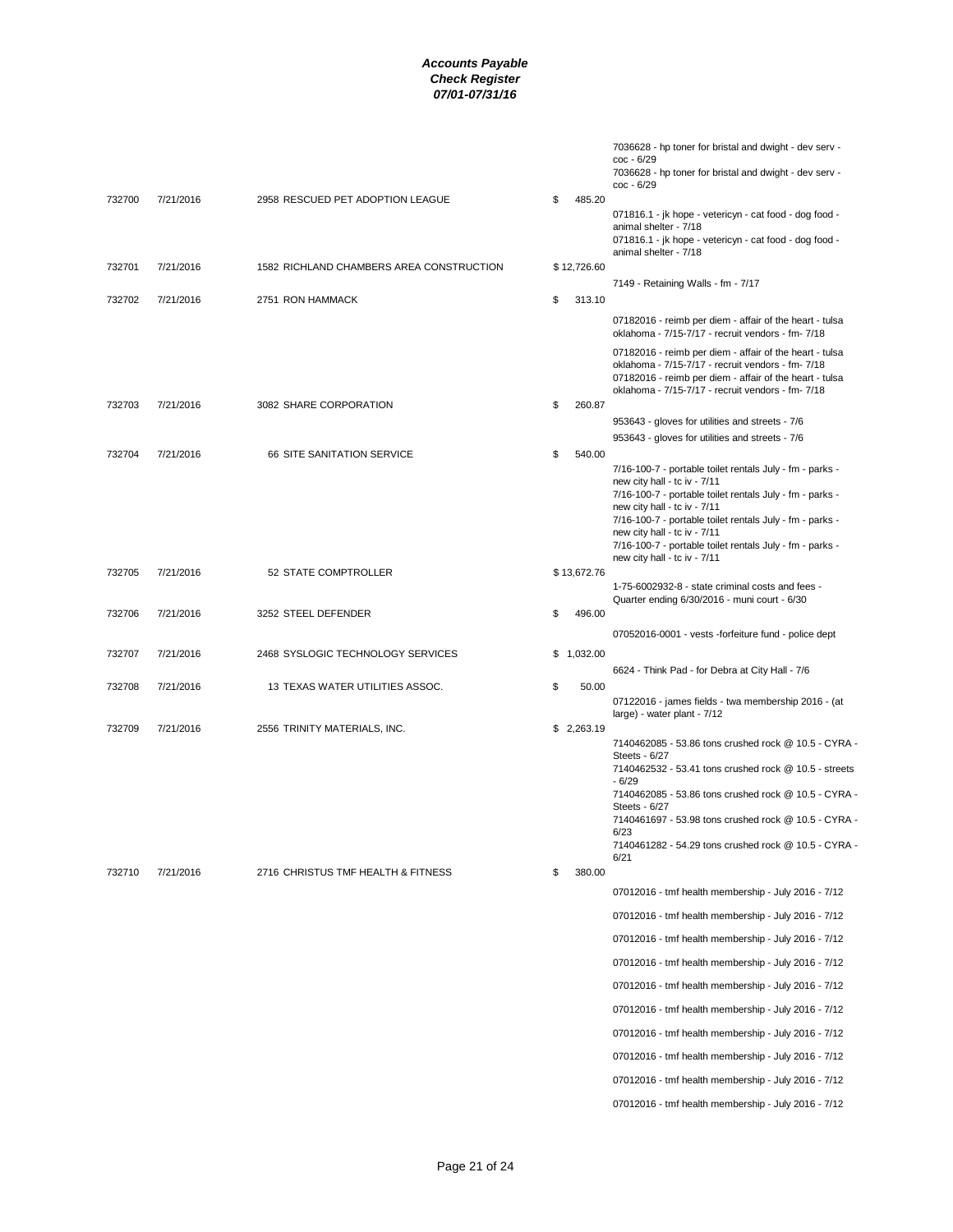***Accounts Payable***
***Check Register***
***07/01-07/31/16***

| | | | | |
|---|---|---|---|---|
| | | | | 7036628 - hp toner for bristal and dwight - dev serv - coc - 6/29 |
| | | | | 7036628 - hp toner for bristal and dwight - dev serv - coc - 6/29 |
| 732700 | 7/21/2016 | 2958 RESCUED PET ADOPTION LEAGUE | $ 485.20 | |
| | | | | 071816.1 - jk hope - vetericyn - cat food - dog food - animal shelter - 7/18 |
| | | | | 071816.1 - jk hope - vetericyn - cat food - dog food - animal shelter - 7/18 |
| 732701 | 7/21/2016 | 1582 RICHLAND CHAMBERS AREA CONSTRUCTION | $ 12,726.60 | |
| | | | | 7149 - Retaining Walls - fm - 7/17 |
| 732702 | 7/21/2016 | 2751 RON HAMMACK | $ 313.10 | |
| | | | | 07182016 - reimb per diem - affair of the heart - tulsa oklahoma - 7/15-7/17 - recruit vendors - fm- 7/18 |
| | | | | 07182016 - reimb per diem - affair of the heart - tulsa oklahoma - 7/15-7/17 - recruit vendors - fm- 7/18 |
| | | | | 07182016 - reimb per diem - affair of the heart - tulsa oklahoma - 7/15-7/17 - recruit vendors - fm- 7/18 |
| 732703 | 7/21/2016 | 3082 SHARE CORPORATION | $ 260.87 | |
| | | | | 953643 - gloves for utilities and streets - 7/6 |
| | | | | 953643 - gloves for utilities and streets - 7/6 |
| 732704 | 7/21/2016 | 66 SITE SANITATION SERVICE | $ 540.00 | |
| | | | | 7/16-100-7 - portable toilet rentals July - fm - parks - new city hall - tc iv - 7/11 |
| | | | | 7/16-100-7 - portable toilet rentals July - fm - parks - new city hall - tc iv - 7/11 |
| | | | | 7/16-100-7 - portable toilet rentals July - fm - parks - new city hall - tc iv - 7/11 |
| | | | | 7/16-100-7 - portable toilet rentals July - fm - parks - new city hall - tc iv - 7/11 |
| 732705 | 7/21/2016 | 52 STATE COMPTROLLER | $ 13,672.76 | |
| | | | | 1-75-6002932-8 - state criminal costs and fees - Quarter ending 6/30/2016 - muni court - 6/30 |
| 732706 | 7/21/2016 | 3252 STEEL DEFENDER | $ 496.00 | |
| | | | | 07052016-0001 - vests -forfeiture fund - police dept |
| 732707 | 7/21/2016 | 2468 SYSLOGIC TECHNOLOGY SERVICES | $ 1,032.00 | |
| | | | | 6624 - Think Pad - for Debra at City Hall - 7/6 |
| 732708 | 7/21/2016 | 13 TEXAS WATER UTILITIES ASSOC. | $ 50.00 | |
| | | | | 07122016 - james fields - twa membership 2016 - (at large) - water plant - 7/12 |
| 732709 | 7/21/2016 | 2556 TRINITY MATERIALS, INC. | $ 2,263.19 | |
| | | | | 7140462085 - 53.86 tons crushed rock @ 10.5 - CYRA - Steets - 6/27 |
| | | | | 7140462532 - 53.41 tons crushed rock @ 10.5 - streets - 6/29 |
| | | | | 7140462085 - 53.86 tons crushed rock @ 10.5 - CYRA - Steets - 6/27 |
| | | | | 7140461697 - 53.98 tons crushed rock @ 10.5 - CYRA - 6/23 |
| | | | | 7140461282 - 54.29 tons crushed rock @ 10.5 - CYRA - 6/21 |
| 732710 | 7/21/2016 | 2716 CHRISTUS TMF HEALTH & FITNESS | $ 380.00 | |
| | | | | 07012016 - tmf health membership - July 2016 - 7/12 |
| | | | | 07012016 - tmf health membership - July 2016 - 7/12 |
| | | | | 07012016 - tmf health membership - July 2016 - 7/12 |
| | | | | 07012016 - tmf health membership - July 2016 - 7/12 |
| | | | | 07012016 - tmf health membership - July 2016 - 7/12 |
| | | | | 07012016 - tmf health membership - July 2016 - 7/12 |
| | | | | 07012016 - tmf health membership - July 2016 - 7/12 |
| | | | | 07012016 - tmf health membership - July 2016 - 7/12 |
| | | | | 07012016 - tmf health membership - July 2016 - 7/12 |
| | | | | 07012016 - tmf health membership - July 2016 - 7/12 |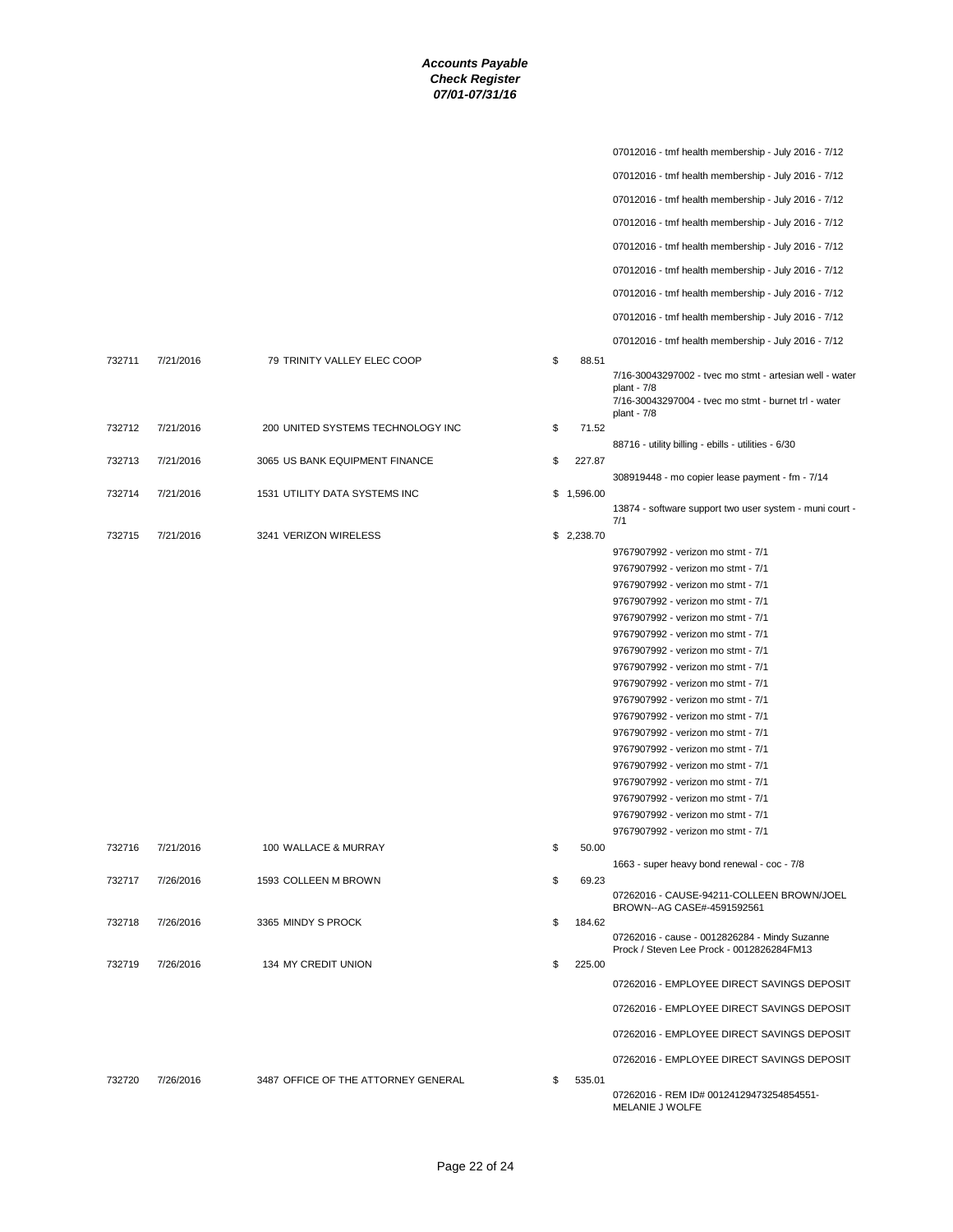***Accounts Payable***
***Check Register***
***07/01-07/31/16***

| | | | | |
|---|---|---|---|---|
| | | | | 07012016 - tmf health membership - July 2016 - 7/12 |
| | | | | 07012016 - tmf health membership - July 2016 - 7/12 |
| | | | | 07012016 - tmf health membership - July 2016 - 7/12 |
| | | | | 07012016 - tmf health membership - July 2016 - 7/12 |
| | | | | 07012016 - tmf health membership - July 2016 - 7/12 |
| | | | | 07012016 - tmf health membership - July 2016 - 7/12 |
| | | | | 07012016 - tmf health membership - July 2016 - 7/12 |
| | | | | 07012016 - tmf health membership - July 2016 - 7/12 |
| | | | | 07012016 - tmf health membership - July 2016 - 7/12 |
| 732711 | 7/21/2016 | 79 TRINITY VALLEY ELEC COOP | $ 88.51 | |
| | | | | 7/16-30043297002 - tvec mo stmt - artesian well - water plant - 7/8 |
| | | | | 7/16-30043297004 - tvec mo stmt - burnet trl - water plant - 7/8 |
| 732712 | 7/21/2016 | 200 UNITED SYSTEMS TECHNOLOGY INC | $ 71.52 | |
| | | | | 88716 - utility billing - ebills - utilities - 6/30 |
| 732713 | 7/21/2016 | 3065 US BANK EQUIPMENT FINANCE | $ 227.87 | |
| | | | | 308919448 - mo copier lease payment - fm - 7/14 |
| 732714 | 7/21/2016 | 1531 UTILITY DATA SYSTEMS INC | $ 1,596.00 | |
| | | | | 13874 - software support two user system - muni court - 7/1 |
| 732715 | 7/21/2016 | 3241 VERIZON WIRELESS | $ 2,238.70 | |
| | | | | 9767907992 - verizon mo stmt - 7/1 |
| | | | | 9767907992 - verizon mo stmt - 7/1 |
| | | | | 9767907992 - verizon mo stmt - 7/1 |
| | | | | 9767907992 - verizon mo stmt - 7/1 |
| | | | | 9767907992 - verizon mo stmt - 7/1 |
| | | | | 9767907992 - verizon mo stmt - 7/1 |
| | | | | 9767907992 - verizon mo stmt - 7/1 |
| | | | | 9767907992 - verizon mo stmt - 7/1 |
| | | | | 9767907992 - verizon mo stmt - 7/1 |
| | | | | 9767907992 - verizon mo stmt - 7/1 |
| | | | | 9767907992 - verizon mo stmt - 7/1 |
| | | | | 9767907992 - verizon mo stmt - 7/1 |
| | | | | 9767907992 - verizon mo stmt - 7/1 |
| | | | | 9767907992 - verizon mo stmt - 7/1 |
| | | | | 9767907992 - verizon mo stmt - 7/1 |
| | | | | 9767907992 - verizon mo stmt - 7/1 |
| | | | | 9767907992 - verizon mo stmt - 7/1 |
| | | | | 9767907992 - verizon mo stmt - 7/1 |
| 732716 | 7/21/2016 | 100 WALLACE & MURRAY | $ 50.00 | |
| | | | | 1663 - super heavy bond renewal - coc - 7/8 |
| 732717 | 7/26/2016 | 1593 COLLEEN M BROWN | $ 69.23 | |
| | | | | 07262016 - CAUSE-94211-COLLEEN BROWN/JOEL BROWN--AG CASE#-4591592561 |
| 732718 | 7/26/2016 | 3365 MINDY S PROCK | $ 184.62 | |
| | | | | 07262016 - cause - 0012826284 - Mindy Suzanne Prock / Steven Lee Prock - 0012826284FM13 |
| 732719 | 7/26/2016 | 134 MY CREDIT UNION | $ 225.00 | |
| | | | | 07262016 - EMPLOYEE DIRECT SAVINGS DEPOSIT |
| | | | | 07262016 - EMPLOYEE DIRECT SAVINGS DEPOSIT |
| | | | | 07262016 - EMPLOYEE DIRECT SAVINGS DEPOSIT |
| | | | | 07262016 - EMPLOYEE DIRECT SAVINGS DEPOSIT |
| 732720 | 7/26/2016 | 3487 OFFICE OF THE ATTORNEY GENERAL | $ 535.01 | |
| | | | | 07262016 - REM ID# 00124129473254854551-MELANIE J WOLFE |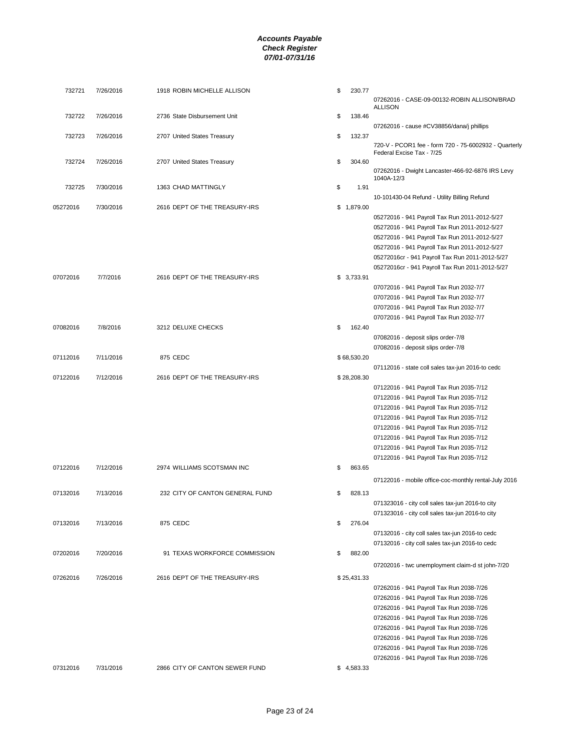***Accounts Payable***
***Check Register***
***07/01-07/31/16***

| Check | Date | Vendor | Amount | Description |
|---|---|---|---|---|
| 732721 | 7/26/2016 | 1918 ROBIN MICHELLE ALLISON | $ 230.77 | |
| | | | | 07262016 - CASE-09-00132-ROBIN ALLISON/BRAD ALLISON |
| 732722 | 7/26/2016 | 2736 State Disbursement Unit | $ 138.46 | |
| | | | | 07262016 - cause #CV38856/dana/j phillips |
| 732723 | 7/26/2016 | 2707 United States Treasury | $ 132.37 | |
| | | | | 720-V - PCOR1 fee - form 720 - 75-6002932 - Quarterly Federal Excise Tax - 7/25 |
| 732724 | 7/26/2016 | 2707 United States Treasury | $ 304.60 | |
| | | | | 07262016 - Dwight Lancaster-466-92-6876 IRS Levy 1040A-12/3 |
| 732725 | 7/30/2016 | 1363 CHAD MATTINGLY | $ 1.91 | |
| | | | | 10-101430-04 Refund - Utility Billing Refund |
| 05272016 | 7/30/2016 | 2616 DEPT OF THE TREASURY-IRS | $ 1,879.00 | |
| | | | | 05272016 - 941 Payroll Tax Run 2011-2012-5/27 |
| | | | | 05272016 - 941 Payroll Tax Run 2011-2012-5/27 |
| | | | | 05272016 - 941 Payroll Tax Run 2011-2012-5/27 |
| | | | | 05272016 - 941 Payroll Tax Run 2011-2012-5/27 |
| | | | | 05272016cr - 941 Payroll Tax Run 2011-2012-5/27 |
| | | | | 05272016cr - 941 Payroll Tax Run 2011-2012-5/27 |
| 07072016 | 7/7/2016 | 2616 DEPT OF THE TREASURY-IRS | $ 3,733.91 | |
| | | | | 07072016 - 941 Payroll Tax Run 2032-7/7 |
| | | | | 07072016 - 941 Payroll Tax Run 2032-7/7 |
| | | | | 07072016 - 941 Payroll Tax Run 2032-7/7 |
| | | | | 07072016 - 941 Payroll Tax Run 2032-7/7 |
| 07082016 | 7/8/2016 | 3212 DELUXE CHECKS | $ 162.40 | |
| | | | | 07082016 - deposit slips order-7/8 |
| | | | | 07082016 - deposit slips order-7/8 |
| 07112016 | 7/11/2016 | 875 CEDC | $ 68,530.20 | |
| | | | | 07112016 - state coll sales tax-jun 2016-to cedc |
| 07122016 | 7/12/2016 | 2616 DEPT OF THE TREASURY-IRS | $ 28,208.30 | |
| | | | | 07122016 - 941 Payroll Tax Run 2035-7/12 |
| | | | | 07122016 - 941 Payroll Tax Run 2035-7/12 |
| | | | | 07122016 - 941 Payroll Tax Run 2035-7/12 |
| | | | | 07122016 - 941 Payroll Tax Run 2035-7/12 |
| | | | | 07122016 - 941 Payroll Tax Run 2035-7/12 |
| | | | | 07122016 - 941 Payroll Tax Run 2035-7/12 |
| | | | | 07122016 - 941 Payroll Tax Run 2035-7/12 |
| | | | | 07122016 - 941 Payroll Tax Run 2035-7/12 |
| 07122016 | 7/12/2016 | 2974 WILLIAMS SCOTSMAN INC | $ 863.65 | |
| | | | | 07122016 - mobile office-coc-monthly rental-July 2016 |
| 07132016 | 7/13/2016 | 232 CITY OF CANTON GENERAL FUND | $ 828.13 | |
| | | | | 071323016 - city coll sales tax-jun 2016-to city |
| | | | | 071323016 - city coll sales tax-jun 2016-to city |
| 07132016 | 7/13/2016 | 875 CEDC | $ 276.04 | |
| | | | | 07132016 - city coll sales tax-jun 2016-to cedc |
| | | | | 07132016 - city coll sales tax-jun 2016-to cedc |
| 07202016 | 7/20/2016 | 91 TEXAS WORKFORCE COMMISSION | $ 882.00 | |
| | | | | 07202016 - twc unemployment claim-d st john-7/20 |
| 07262016 | 7/26/2016 | 2616 DEPT OF THE TREASURY-IRS | $ 25,431.33 | |
| | | | | 07262016 - 941 Payroll Tax Run 2038-7/26 |
| | | | | 07262016 - 941 Payroll Tax Run 2038-7/26 |
| | | | | 07262016 - 941 Payroll Tax Run 2038-7/26 |
| | | | | 07262016 - 941 Payroll Tax Run 2038-7/26 |
| | | | | 07262016 - 941 Payroll Tax Run 2038-7/26 |
| | | | | 07262016 - 941 Payroll Tax Run 2038-7/26 |
| | | | | 07262016 - 941 Payroll Tax Run 2038-7/26 |
| | | | | 07262016 - 941 Payroll Tax Run 2038-7/26 |
| 07312016 | 7/31/2016 | 2866 CITY OF CANTON SEWER FUND | $ 4,583.33 | |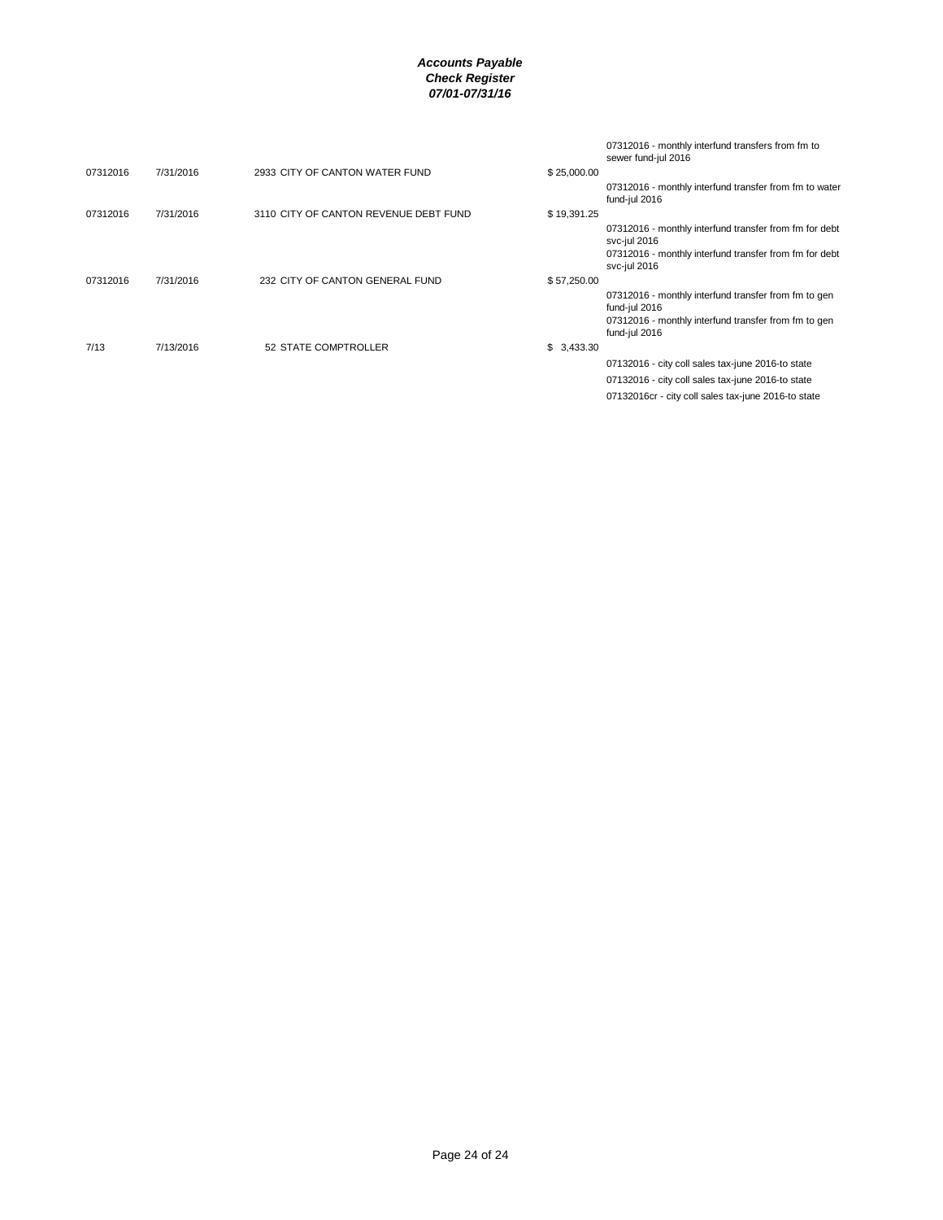***Accounts Payable***
***Check Register***
***07/01-07/31/16***

| | | | | |
|---|---|---|---|---|
| | | | | 07312016 - monthly interfund transfers from fm to sewer fund-jul 2016 |
| 07312016 | 7/31/2016 | 2933 CITY OF CANTON WATER FUND | $ 25,000.00 | |
| | | | | 07312016 - monthly interfund transfer from fm to water fund-jul 2016 |
| 07312016 | 7/31/2016 | 3110 CITY OF CANTON REVENUE DEBT FUND | $ 19,391.25 | |
| | | | | 07312016 - monthly interfund transfer from fm for debt svc-jul 2016 |
| | | | | 07312016 - monthly interfund transfer from fm for debt svc-jul 2016 |
| 07312016 | 7/31/2016 | 232 CITY OF CANTON GENERAL FUND | $ 57,250.00 | |
| | | | | 07312016 - monthly interfund transfer from fm to gen fund-jul 2016 |
| | | | | 07312016 - monthly interfund transfer from fm to gen fund-jul 2016 |
| 7/13 | 7/13/2016 | 52 STATE COMPTROLLER | $ 3,433.30 | |
| | | | | 07132016 - city coll sales tax-june 2016-to state |
| | | | | 07132016 - city coll sales tax-june 2016-to state |
| | | | | 07132016cr - city coll sales tax-june 2016-to state |